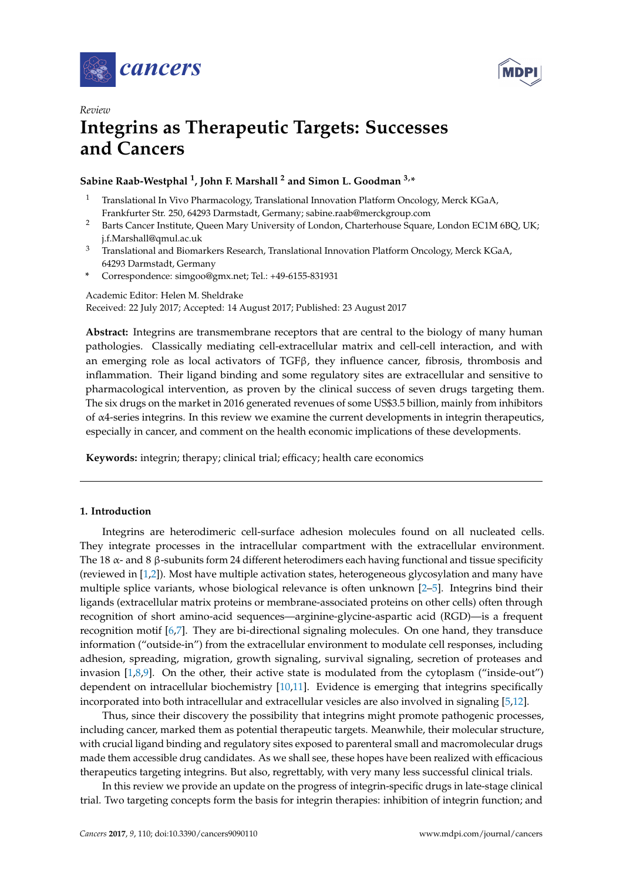*Review*

# Integrins as Therapeutic Targets: Successes and Cancers

**Sabine Raab-Westphal [1], John F. Marshall [2] and Simon L. Goodman [3,*]**

1. Translational In Vivo Pharmacology, Translational Innovation Platform Oncology, Merck KGaA, Frankfurter Str. 250, 64293 Darmstadt, Germany; sabine.raab@merckgroup.com
2. Barts Cancer Institute, Queen Mary University of London, Charterhouse Square, London EC1M 6BQ, UK; j.f.Marshall@qmul.ac.uk
3. Translational and Biomarkers Research, Translational Innovation Platform Oncology, Merck KGaA, 64293 Darmstadt, Germany

\* Correspondence: simgoo@gmx.net; Tel.: +49-6155-831931

Academic Editor: Helen M. Sheldrake
Received: 22 July 2017; Accepted: 14 August 2017; Published: 23 August 2017

**Abstract:** Integrins are transmembrane receptors that are central to the biology of many human pathologies. Classically mediating cell-extracellular matrix and cell-cell interaction, and with an emerging role as local activators of TGFβ, they influence cancer, fibrosis, thrombosis and inflammation. Their ligand binding and some regulatory sites are extracellular and sensitive to pharmacological intervention, as proven by the clinical success of seven drugs targeting them. The six drugs on the market in 2016 generated revenues of some US$3.5 billion, mainly from inhibitors of α4-series integrins. In this review we examine the current developments in integrin therapeutics, especially in cancer, and comment on the health economic implications of these developments.

**Keywords:** integrin; therapy; clinical trial; efficacy; health care economics

## 1. Introduction

Integrins are heterodimeric cell-surface adhesion molecules found on all nucleated cells. They integrate processes in the intracellular compartment with the extracellular environment. The 18 α- and 8 β-subunits form 24 different heterodimers each having functional and tissue specificity (reviewed in [1,2]). Most have multiple activation states, heterogeneous glycosylation and many have multiple splice variants, whose biological relevance is often unknown [2–5]. Integrins bind their ligands (extracellular matrix proteins or membrane-associated proteins on other cells) often through recognition of short amino-acid sequences—arginine-glycine-aspartic acid (RGD)—is a frequent recognition motif [6,7]. They are bi-directional signaling molecules. On one hand, they transduce information ("outside-in") from the extracellular environment to modulate cell responses, including adhesion, spreading, migration, growth signaling, survival signaling, secretion of proteases and invasion [1,8,9]. On the other, their active state is modulated from the cytoplasm ("inside-out") dependent on intracellular biochemistry [10,11]. Evidence is emerging that integrins specifically incorporated into both intracellular and extracellular vesicles are also involved in signaling [5,12].

Thus, since their discovery the possibility that integrins might promote pathogenic processes, including cancer, marked them as potential therapeutic targets. Meanwhile, their molecular structure, with crucial ligand binding and regulatory sites exposed to parenteral small and macromolecular drugs made them accessible drug candidates. As we shall see, these hopes have been realized with efficacious therapeutics targeting integrins. But also, regrettably, with very many less successful clinical trials.

In this review we provide an update on the progress of integrin-specific drugs in late-stage clinical trial. Two targeting concepts form the basis for integrin therapies: inhibition of integrin function; and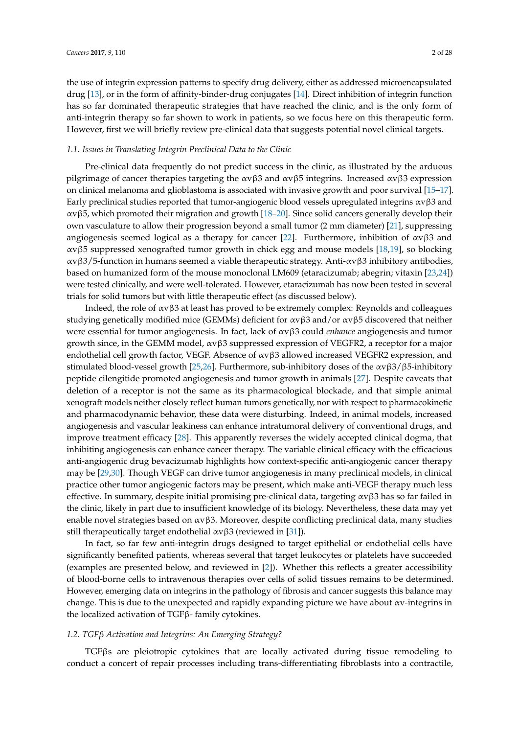the use of integrin expression patterns to specify drug delivery, either as addressed microencapsulated drug [13], or in the form of affinity-binder-drug conjugates [14]. Direct inhibition of integrin function has so far dominated therapeutic strategies that have reached the clinic, and is the only form of anti-integrin therapy so far shown to work in patients, so we focus here on this therapeutic form. However, first we will briefly review pre-clinical data that suggests potential novel clinical targets.

### *1.1. Issues in Translating Integrin Preclinical Data to the Clinic*

Pre-clinical data frequently do not predict success in the clinic, as illustrated by the arduous pilgrimage of cancer therapies targeting the αvβ3 and αvβ5 integrins. Increased αvβ3 expression on clinical melanoma and glioblastoma is associated with invasive growth and poor survival [15–17]. Early preclinical studies reported that tumor-angiogenic blood vessels upregulated integrins αvβ3 and αvβ5, which promoted their migration and growth [18–20]. Since solid cancers generally develop their own vasculature to allow their progression beyond a small tumor (2 mm diameter) [21], suppressing angiogenesis seemed logical as a therapy for cancer [22]. Furthermore, inhibition of αvβ3 and αvβ5 suppressed xenografted tumor growth in chick egg and mouse models [18,19], so blocking αvβ3/5-function in humans seemed a viable therapeutic strategy. Anti-αvβ3 inhibitory antibodies, based on humanized form of the mouse monoclonal LM609 (etaracizumab; abegrin; vitaxin [23,24]) were tested clinically, and were well-tolerated. However, etaracizumab has now been tested in several trials for solid tumors but with little therapeutic effect (as discussed below).

Indeed, the role of αvβ3 at least has proved to be extremely complex: Reynolds and colleagues studying genetically modified mice (GEMMs) deficient for αvβ3 and/or αvβ5 discovered that neither were essential for tumor angiogenesis. In fact, lack of αvβ3 could *enhance* angiogenesis and tumor growth since, in the GEMM model, αvβ3 suppressed expression of VEGFR2, a receptor for a major endothelial cell growth factor, VEGF. Absence of αvβ3 allowed increased VEGFR2 expression, and stimulated blood-vessel growth [25,26]. Furthermore, sub-inhibitory doses of the αvβ3/β5-inhibitory peptide cilengitide promoted angiogenesis and tumor growth in animals [27]. Despite caveats that deletion of a receptor is not the same as its pharmacological blockade, and that simple animal xenograft models neither closely reflect human tumors genetically, nor with respect to pharmacokinetic and pharmacodynamic behavior, these data were disturbing. Indeed, in animal models, increased angiogenesis and vascular leakiness can enhance intratumoral delivery of conventional drugs, and improve treatment efficacy [28]. This apparently reverses the widely accepted clinical dogma, that inhibiting angiogenesis can enhance cancer therapy. The variable clinical efficacy with the efficacious anti-angiogenic drug bevacizumab highlights how context-specific anti-angiogenic cancer therapy may be [29,30]. Though VEGF can drive tumor angiogenesis in many preclinical models, in clinical practice other tumor angiogenic factors may be present, which make anti-VEGF therapy much less effective. In summary, despite initial promising pre-clinical data, targeting αvβ3 has so far failed in the clinic, likely in part due to insufficient knowledge of its biology. Nevertheless, these data may yet enable novel strategies based on αvβ3. Moreover, despite conflicting preclinical data, many studies still therapeutically target endothelial αvβ3 (reviewed in [31]).

In fact, so far few anti-integrin drugs designed to target epithelial or endothelial cells have significantly benefited patients, whereas several that target leukocytes or platelets have succeeded (examples are presented below, and reviewed in [2]). Whether this reflects a greater accessibility of blood-borne cells to intravenous therapies over cells of solid tissues remains to be determined. However, emerging data on integrins in the pathology of fibrosis and cancer suggests this balance may change. This is due to the unexpected and rapidly expanding picture we have about αv-integrins in the localized activation of TGFβ- family cytokines.

### *1.2. TGFβ Activation and Integrins: An Emerging Strategy?*

TGFβs are pleiotropic cytokines that are locally activated during tissue remodeling to conduct a concert of repair processes including trans-differentiating fibroblasts into a contractile,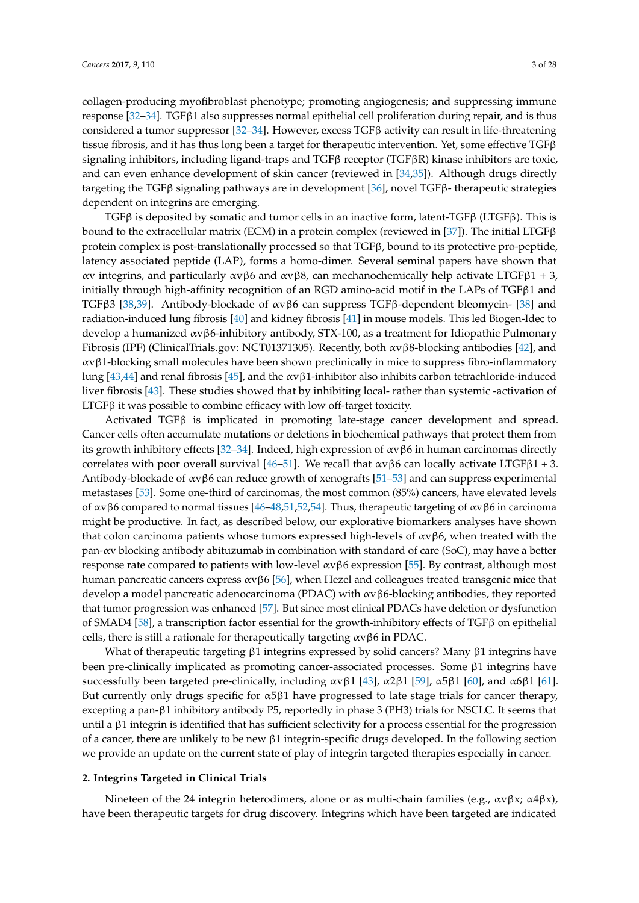collagen-producing myofibroblast phenotype; promoting angiogenesis; and suppressing immune response [32–34]. TGFβ1 also suppresses normal epithelial cell proliferation during repair, and is thus considered a tumor suppressor [32–34]. However, excess TGFβ activity can result in life-threatening tissue fibrosis, and it has thus long been a target for therapeutic intervention. Yet, some effective TGFβ signaling inhibitors, including ligand-traps and TGFβ receptor (TGFβR) kinase inhibitors are toxic, and can even enhance development of skin cancer (reviewed in [34,35]). Although drugs directly targeting the TGFβ signaling pathways are in development [36], novel TGFβ- therapeutic strategies dependent on integrins are emerging.

TGFβ is deposited by somatic and tumor cells in an inactive form, latent-TGFβ (LTGFβ). This is bound to the extracellular matrix (ECM) in a protein complex (reviewed in [37]). The initial LTGFβ protein complex is post-translationally processed so that TGFβ, bound to its protective pro-peptide, latency associated peptide (LAP), forms a homo-dimer. Several seminal papers have shown that αv integrins, and particularly αvβ6 and αvβ8, can mechanochemically help activate LTGFβ1 + 3, initially through high-affinity recognition of an RGD amino-acid motif in the LAPs of TGFβ1 and TGFβ3 [38,39]. Antibody-blockade of αvβ6 can suppress TGFβ-dependent bleomycin- [38] and radiation-induced lung fibrosis [40] and kidney fibrosis [41] in mouse models. This led Biogen-Idec to develop a humanized αvβ6-inhibitory antibody, STX-100, as a treatment for Idiopathic Pulmonary Fibrosis (IPF) (ClinicalTrials.gov: NCT01371305). Recently, both αvβ8-blocking antibodies [42], and αvβ1-blocking small molecules have been shown preclinically in mice to suppress fibro-inflammatory lung [43,44] and renal fibrosis [45], and the αvβ1-inhibitor also inhibits carbon tetrachloride-induced liver fibrosis [43]. These studies showed that by inhibiting local- rather than systemic -activation of LTGFβ it was possible to combine efficacy with low off-target toxicity.

Activated TGFβ is implicated in promoting late-stage cancer development and spread. Cancer cells often accumulate mutations or deletions in biochemical pathways that protect them from its growth inhibitory effects [32–34]. Indeed, high expression of αvβ6 in human carcinomas directly correlates with poor overall survival [46–51]. We recall that αvβ6 can locally activate LTGFβ1 + 3. Antibody-blockade of αvβ6 can reduce growth of xenografts [51–53] and can suppress experimental metastases [53]. Some one-third of carcinomas, the most common (85%) cancers, have elevated levels of αvβ6 compared to normal tissues [46–48,51,52,54]. Thus, therapeutic targeting of αvβ6 in carcinoma might be productive. In fact, as described below, our explorative biomarkers analyses have shown that colon carcinoma patients whose tumors expressed high-levels of αvβ6, when treated with the pan-αv blocking antibody abituzumab in combination with standard of care (SoC), may have a better response rate compared to patients with low-level αvβ6 expression [55]. By contrast, although most human pancreatic cancers express αvβ6 [56], when Hezel and colleagues treated transgenic mice that develop a model pancreatic adenocarcinoma (PDAC) with αvβ6-blocking antibodies, they reported that tumor progression was enhanced [57]. But since most clinical PDACs have deletion or dysfunction of SMAD4 [58], a transcription factor essential for the growth-inhibitory effects of TGFβ on epithelial cells, there is still a rationale for therapeutically targeting αvβ6 in PDAC.

What of therapeutic targeting β1 integrins expressed by solid cancers? Many β1 integrins have been pre-clinically implicated as promoting cancer-associated processes. Some β1 integrins have successfully been targeted pre-clinically, including αvβ1 [43], α2β1 [59], α5β1 [60], and α6β1 [61]. But currently only drugs specific for α5β1 have progressed to late stage trials for cancer therapy, excepting a pan-β1 inhibitory antibody P5, reportedly in phase 3 (PH3) trials for NSCLC. It seems that until a β1 integrin is identified that has sufficient selectivity for a process essential for the progression of a cancer, there are unlikely to be new β1 integrin-specific drugs developed. In the following section we provide an update on the current state of play of integrin targeted therapies especially in cancer.

## 2. Integrins Targeted in Clinical Trials

Nineteen of the 24 integrin heterodimers, alone or as multi-chain families (e.g., αvβx; α4βx), have been therapeutic targets for drug discovery. Integrins which have been targeted are indicated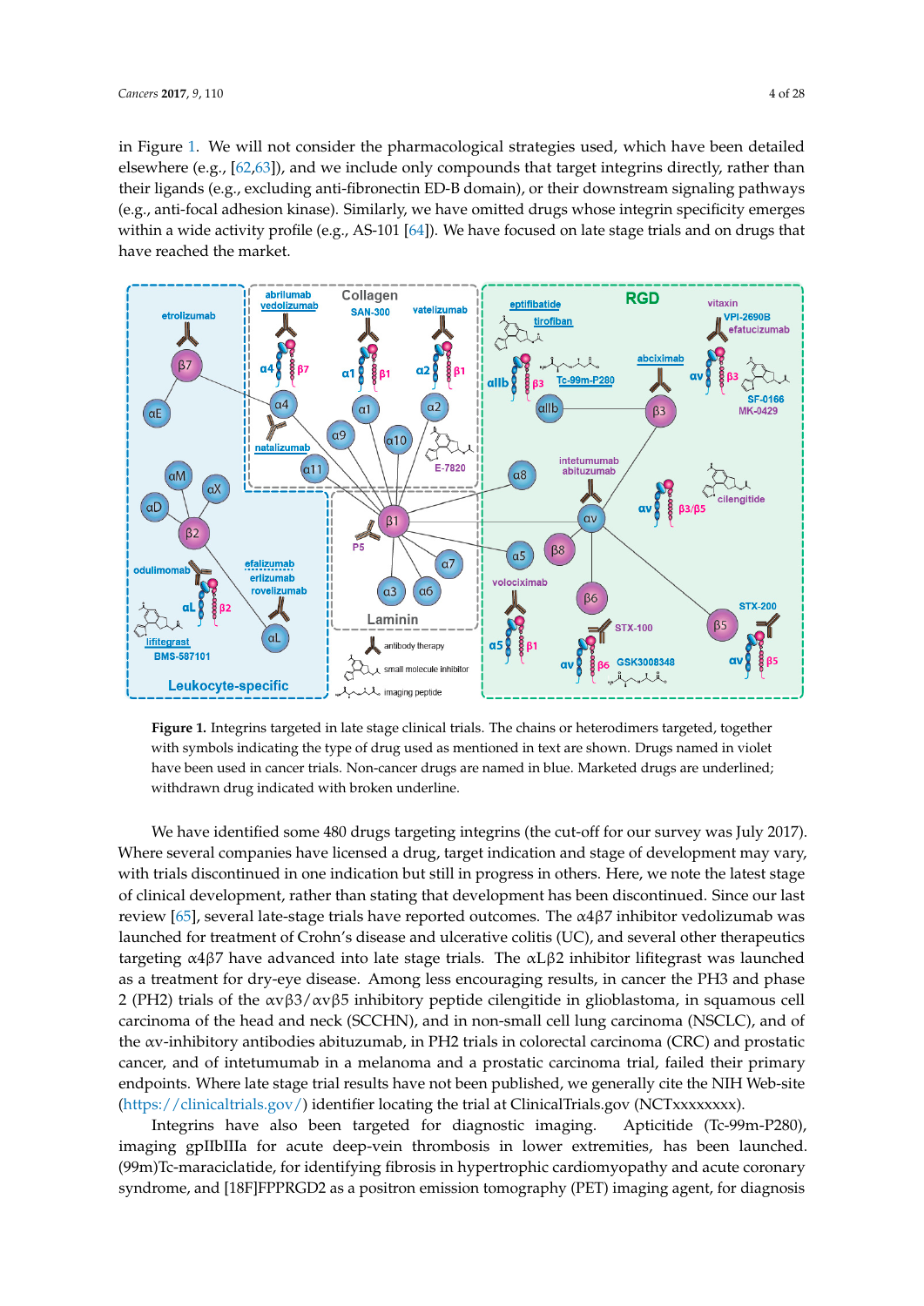in Figure 1. We will not consider the pharmacological strategies used, which have been detailed elsewhere (e.g., [62,63]), and we include only compounds that target integrins directly, rather than their ligands (e.g., excluding anti-fibronectin ED-B domain), or their downstream signaling pathways (e.g., anti-focal adhesion kinase). Similarly, we have omitted drugs whose integrin specificity emerges within a wide activity profile (e.g., AS-101 [64]). We have focused on late stage trials and on drugs that have reached the market.

**Figure 1.** Integrins targeted in late stage clinical trials. The chains or heterodimers targeted, together with symbols indicating the type of drug used as mentioned in text are shown. Drugs named in violet have been used in cancer trials. Non-cancer drugs are named in blue. Marketed drugs are underlined; withdrawn drug indicated with broken underline.

We have identified some 480 drugs targeting integrins (the cut-off for our survey was July 2017). Where several companies have licensed a drug, target indication and stage of development may vary, with trials discontinued in one indication but still in progress in others. Here, we note the latest stage of clinical development, rather than stating that development has been discontinued. Since our last review [65], several late-stage trials have reported outcomes. The α4β7 inhibitor vedolizumab was launched for treatment of Crohn's disease and ulcerative colitis (UC), and several other therapeutics targeting α4β7 have advanced into late stage trials. The αLβ2 inhibitor lifitegrast was launched as a treatment for dry-eye disease. Among less encouraging results, in cancer the PH3 and phase 2 (PH2) trials of the αvβ3/αvβ5 inhibitory peptide cilengitide in glioblastoma, in squamous cell carcinoma of the head and neck (SCCHN), and in non-small cell lung carcinoma (NSCLC), and of the αv-inhibitory antibodies abituzumab, in PH2 trials in colorectal carcinoma (CRC) and prostatic cancer, and of intetumumab in a melanoma and a prostatic carcinoma trial, failed their primary endpoints. Where late stage trial results have not been published, we generally cite the NIH Web-site (https://clinicaltrials.gov/) identifier locating the trial at ClinicalTrials.gov (NCTxxxxxxxx).

Integrins have also been targeted for diagnostic imaging. Apticitide (Tc-99m-P280), imaging gpIIbIIIa for acute deep-vein thrombosis in lower extremities, has been launched. (99m)Tc-maraciclatide, for identifying fibrosis in hypertrophic cardiomyopathy and acute coronary syndrome, and [18F]FPPRGD2 as a positron emission tomography (PET) imaging agent, for diagnosis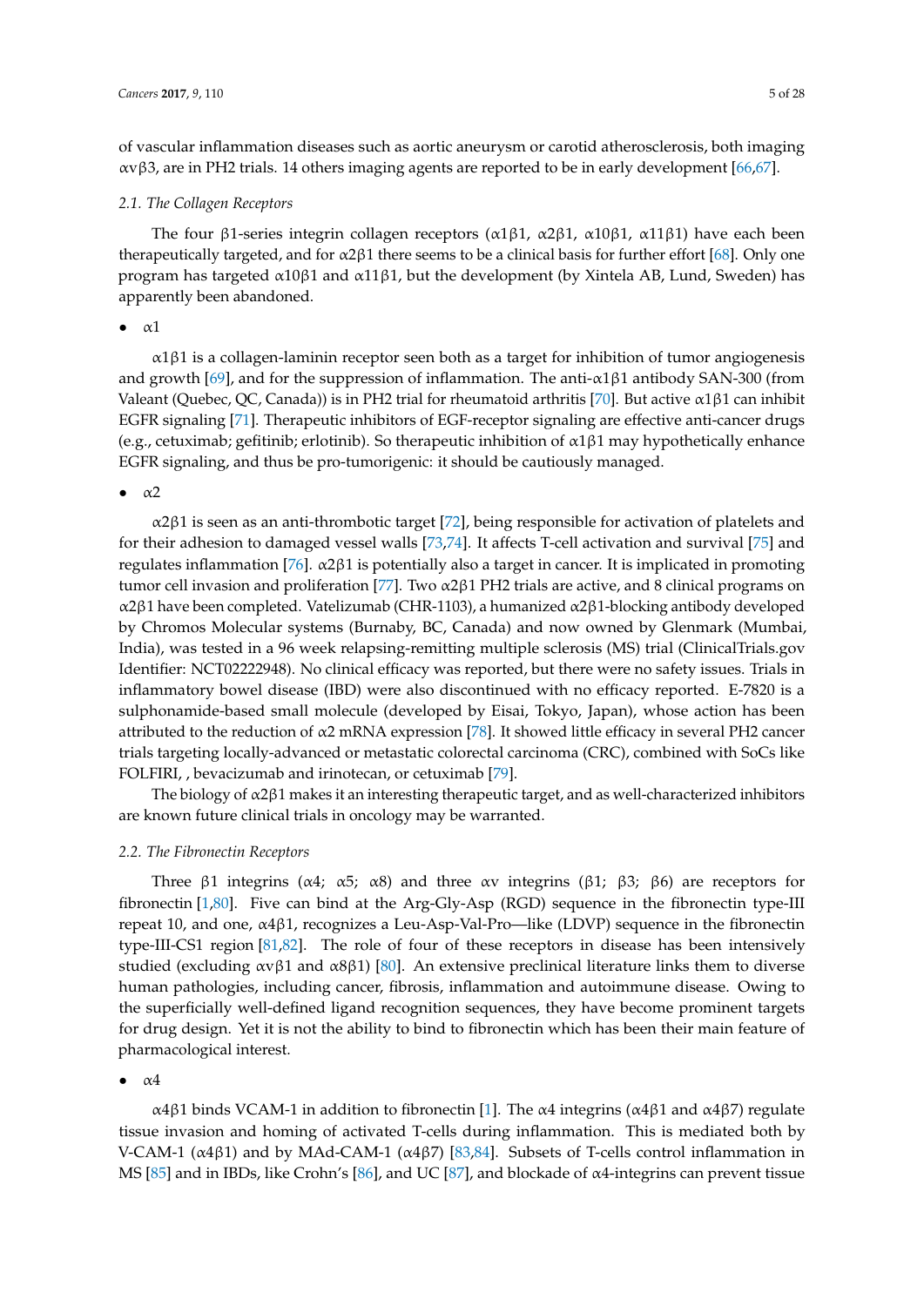of vascular inflammation diseases such as aortic aneurysm or carotid atherosclerosis, both imaging αvβ3, are in PH2 trials. 14 others imaging agents are reported to be in early development [66,67].

### 2.1. The Collagen Receptors

The four β1-series integrin collagen receptors (α1β1, α2β1, α10β1, α11β1) have each been therapeutically targeted, and for α2β1 there seems to be a clinical basis for further effort [68]. Only one program has targeted α10β1 and α11β1, but the development (by Xintela AB, Lund, Sweden) has apparently been abandoned.

- α1

α1β1 is a collagen-laminin receptor seen both as a target for inhibition of tumor angiogenesis and growth [69], and for the suppression of inflammation. The anti-α1β1 antibody SAN-300 (from Valeant (Quebec, QC, Canada)) is in PH2 trial for rheumatoid arthritis [70]. But active α1β1 can inhibit EGFR signaling [71]. Therapeutic inhibitors of EGF-receptor signaling are effective anti-cancer drugs (e.g., cetuximab; gefitinib; erlotinib). So therapeutic inhibition of α1β1 may hypothetically enhance EGFR signaling, and thus be pro-tumorigenic: it should be cautiously managed.

- α2

α2β1 is seen as an anti-thrombotic target [72], being responsible for activation of platelets and for their adhesion to damaged vessel walls [73,74]. It affects T-cell activation and survival [75] and regulates inflammation [76]. α2β1 is potentially also a target in cancer. It is implicated in promoting tumor cell invasion and proliferation [77]. Two α2β1 PH2 trials are active, and 8 clinical programs on α2β1 have been completed. Vatelizumab (CHR-1103), a humanized α2β1-blocking antibody developed by Chromos Molecular systems (Burnaby, BC, Canada) and now owned by Glenmark (Mumbai, India), was tested in a 96 week relapsing-remitting multiple sclerosis (MS) trial (ClinicalTrials.gov Identifier: NCT02222948). No clinical efficacy was reported, but there were no safety issues. Trials in inflammatory bowel disease (IBD) were also discontinued with no efficacy reported. E-7820 is a sulphonamide-based small molecule (developed by Eisai, Tokyo, Japan), whose action has been attributed to the reduction of α2 mRNA expression [78]. It showed little efficacy in several PH2 cancer trials targeting locally-advanced or metastatic colorectal carcinoma (CRC), combined with SoCs like FOLFIRI, , bevacizumab and irinotecan, or cetuximab [79].

The biology of α2β1 makes it an interesting therapeutic target, and as well-characterized inhibitors are known future clinical trials in oncology may be warranted.

### 2.2. The Fibronectin Receptors

Three β1 integrins (α4; α5; α8) and three αv integrins (β1; β3; β6) are receptors for fibronectin [1,80]. Five can bind at the Arg-Gly-Asp (RGD) sequence in the fibronectin type-III repeat 10, and one, α4β1, recognizes a Leu-Asp-Val-Pro—like (LDVP) sequence in the fibronectin type-III-CS1 region [81,82]. The role of four of these receptors in disease has been intensively studied (excluding αvβ1 and α8β1) [80]. An extensive preclinical literature links them to diverse human pathologies, including cancer, fibrosis, inflammation and autoimmune disease. Owing to the superficially well-defined ligand recognition sequences, they have become prominent targets for drug design. Yet it is not the ability to bind to fibronectin which has been their main feature of pharmacological interest.

- α4

α4β1 binds VCAM-1 in addition to fibronectin [1]. The α4 integrins (α4β1 and α4β7) regulate tissue invasion and homing of activated T-cells during inflammation. This is mediated both by V-CAM-1 (α4β1) and by MAd-CAM-1 (α4β7) [83,84]. Subsets of T-cells control inflammation in MS [85] and in IBDs, like Crohn's [86], and UC [87], and blockade of α4-integrins can prevent tissue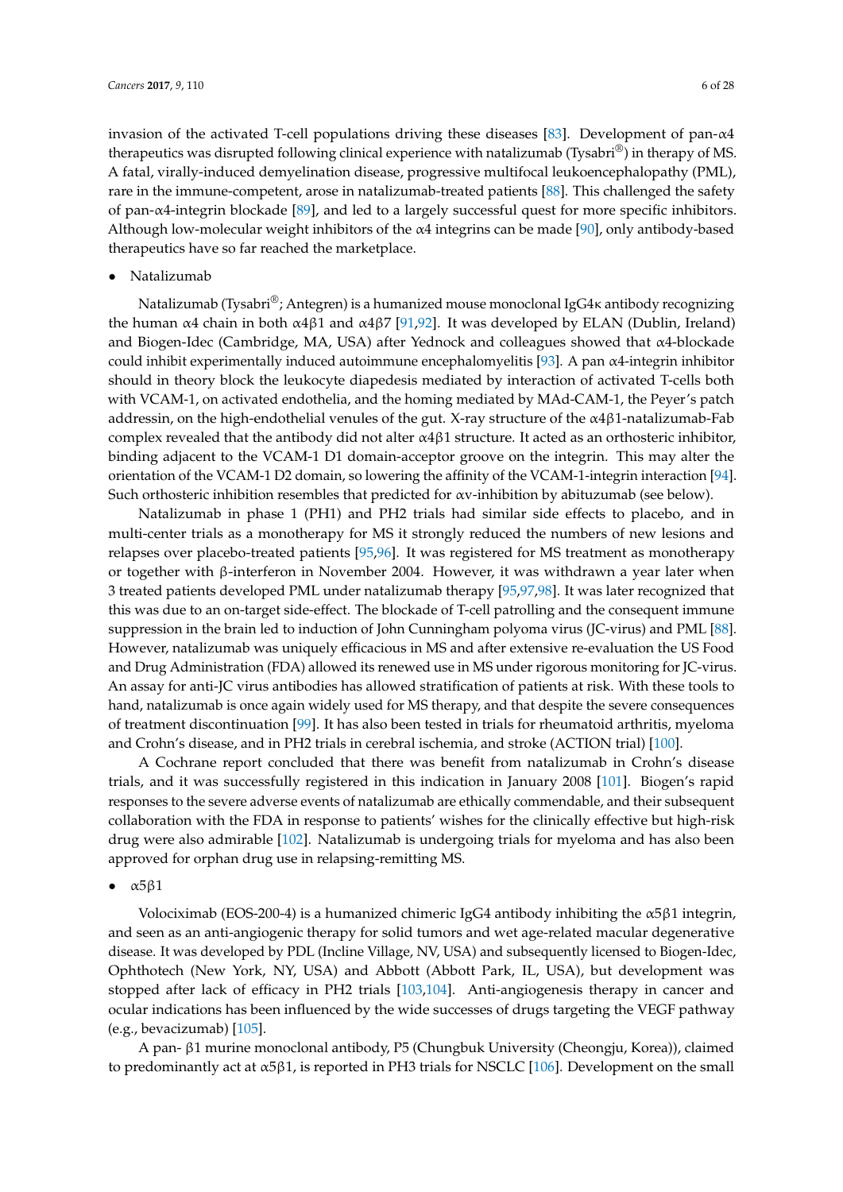invasion of the activated T-cell populations driving these diseases [83]. Development of pan-α4 therapeutics was disrupted following clinical experience with natalizumab (Tysabri®) in therapy of MS. A fatal, virally-induced demyelination disease, progressive multifocal leukoencephalopathy (PML), rare in the immune-competent, arose in natalizumab-treated patients [88]. This challenged the safety of pan-α4-integrin blockade [89], and led to a largely successful quest for more specific inhibitors. Although low-molecular weight inhibitors of the α4 integrins can be made [90], only antibody-based therapeutics have so far reached the marketplace.

- Natalizumab

Natalizumab (Tysabri®; Antegren) is a humanized mouse monoclonal IgG4κ antibody recognizing the human α4 chain in both α4β1 and α4β7 [91,92]. It was developed by ELAN (Dublin, Ireland) and Biogen-Idec (Cambridge, MA, USA) after Yednock and colleagues showed that α4-blockade could inhibit experimentally induced autoimmune encephalomyelitis [93]. A pan α4-integrin inhibitor should in theory block the leukocyte diapedesis mediated by interaction of activated T-cells both with VCAM-1, on activated endothelia, and the homing mediated by MAd-CAM-1, the Peyer's patch addressin, on the high-endothelial venules of the gut. X-ray structure of the α4β1-natalizumab-Fab complex revealed that the antibody did not alter α4β1 structure. It acted as an orthosteric inhibitor, binding adjacent to the VCAM-1 D1 domain-acceptor groove on the integrin. This may alter the orientation of the VCAM-1 D2 domain, so lowering the affinity of the VCAM-1-integrin interaction [94]. Such orthosteric inhibition resembles that predicted for αv-inhibition by abituzumab (see below).

Natalizumab in phase 1 (PH1) and PH2 trials had similar side effects to placebo, and in multi-center trials as a monotherapy for MS it strongly reduced the numbers of new lesions and relapses over placebo-treated patients [95,96]. It was registered for MS treatment as monotherapy or together with β-interferon in November 2004. However, it was withdrawn a year later when 3 treated patients developed PML under natalizumab therapy [95,97,98]. It was later recognized that this was due to an on-target side-effect. The blockade of T-cell patrolling and the consequent immune suppression in the brain led to induction of John Cunningham polyoma virus (JC-virus) and PML [88]. However, natalizumab was uniquely efficacious in MS and after extensive re-evaluation the US Food and Drug Administration (FDA) allowed its renewed use in MS under rigorous monitoring for JC-virus. An assay for anti-JC virus antibodies has allowed stratification of patients at risk. With these tools to hand, natalizumab is once again widely used for MS therapy, and that despite the severe consequences of treatment discontinuation [99]. It has also been tested in trials for rheumatoid arthritis, myeloma and Crohn's disease, and in PH2 trials in cerebral ischemia, and stroke (ACTION trial) [100].

A Cochrane report concluded that there was benefit from natalizumab in Crohn's disease trials, and it was successfully registered in this indication in January 2008 [101]. Biogen's rapid responses to the severe adverse events of natalizumab are ethically commendable, and their subsequent collaboration with the FDA in response to patients' wishes for the clinically effective but high-risk drug were also admirable [102]. Natalizumab is undergoing trials for myeloma and has also been approved for orphan drug use in relapsing-remitting MS.

- α5β1

Volociximab (EOS-200-4) is a humanized chimeric IgG4 antibody inhibiting the α5β1 integrin, and seen as an anti-angiogenic therapy for solid tumors and wet age-related macular degenerative disease. It was developed by PDL (Incline Village, NV, USA) and subsequently licensed to Biogen-Idec, Ophthotech (New York, NY, USA) and Abbott (Abbott Park, IL, USA), but development was stopped after lack of efficacy in PH2 trials [103,104]. Anti-angiogenesis therapy in cancer and ocular indications has been influenced by the wide successes of drugs targeting the VEGF pathway (e.g., bevacizumab) [105].

A pan- β1 murine monoclonal antibody, P5 (Chungbuk University (Cheongju, Korea)), claimed to predominantly act at α5β1, is reported in PH3 trials for NSCLC [106]. Development on the small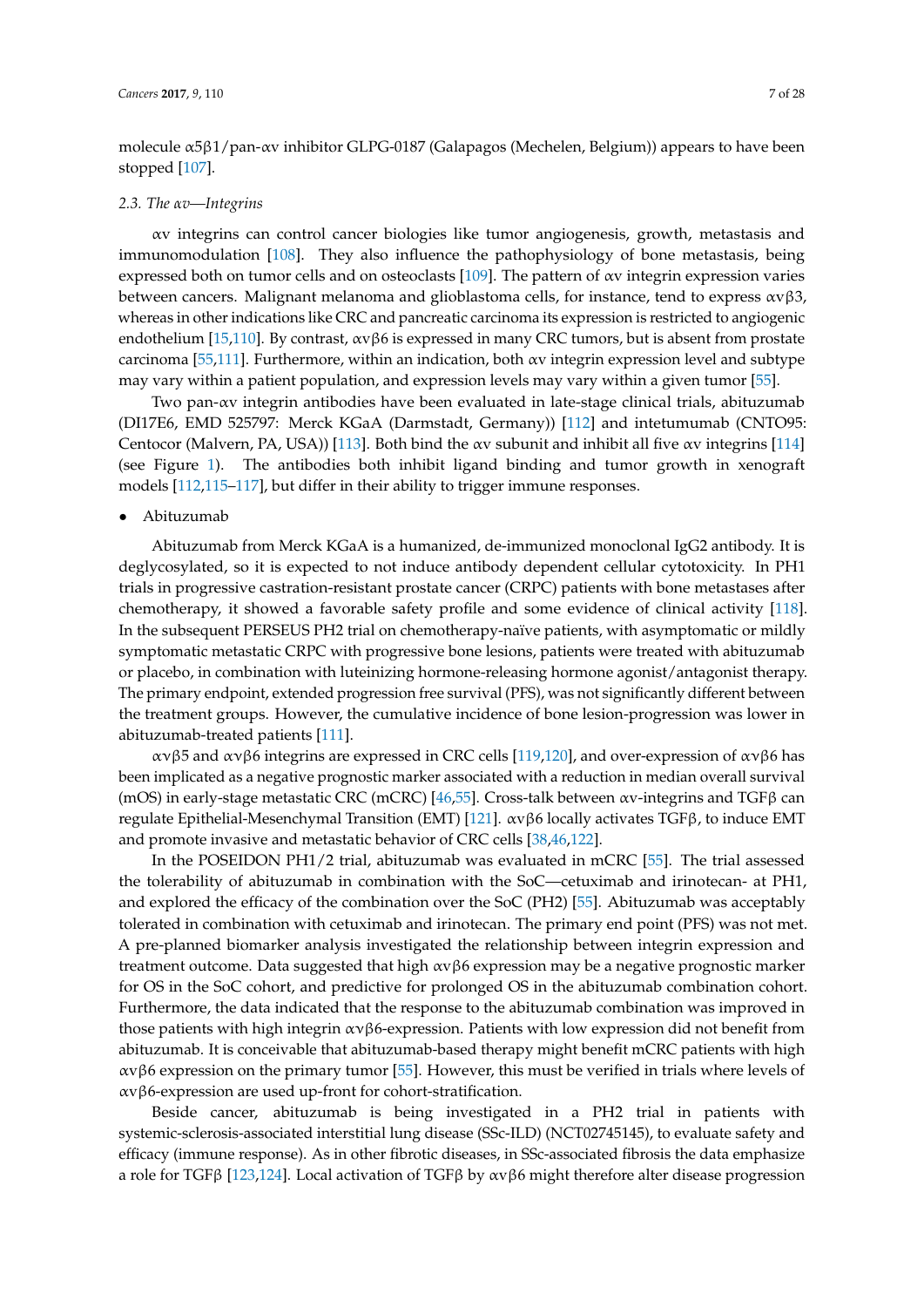molecule α5β1/pan-αv inhibitor GLPG-0187 (Galapagos (Mechelen, Belgium)) appears to have been stopped [107].

### 2.3. The αv—Integrins

αv integrins can control cancer biologies like tumor angiogenesis, growth, metastasis and immunomodulation [108]. They also influence the pathophysiology of bone metastasis, being expressed both on tumor cells and on osteoclasts [109]. The pattern of αv integrin expression varies between cancers. Malignant melanoma and glioblastoma cells, for instance, tend to express αvβ3, whereas in other indications like CRC and pancreatic carcinoma its expression is restricted to angiogenic endothelium [15,110]. By contrast, αvβ6 is expressed in many CRC tumors, but is absent from prostate carcinoma [55,111]. Furthermore, within an indication, both αv integrin expression level and subtype may vary within a patient population, and expression levels may vary within a given tumor [55].

Two pan-αv integrin antibodies have been evaluated in late-stage clinical trials, abituzumab (DI17E6, EMD 525797: Merck KGaA (Darmstadt, Germany)) [112] and intetumumab (CNTO95: Centocor (Malvern, PA, USA)) [113]. Both bind the αv subunit and inhibit all five αv integrins [114] (see Figure 1). The antibodies both inhibit ligand binding and tumor growth in xenograft models [112,115–117], but differ in their ability to trigger immune responses.

- Abituzumab

Abituzumab from Merck KGaA is a humanized, de-immunized monoclonal IgG2 antibody. It is deglycosylated, so it is expected to not induce antibody dependent cellular cytotoxicity. In PH1 trials in progressive castration-resistant prostate cancer (CRPC) patients with bone metastases after chemotherapy, it showed a favorable safety profile and some evidence of clinical activity [118]. In the subsequent PERSEUS PH2 trial on chemotherapy-naïve patients, with asymptomatic or mildly symptomatic metastatic CRPC with progressive bone lesions, patients were treated with abituzumab or placebo, in combination with luteinizing hormone-releasing hormone agonist/antagonist therapy. The primary endpoint, extended progression free survival (PFS), was not significantly different between the treatment groups. However, the cumulative incidence of bone lesion-progression was lower in abituzumab-treated patients [111].

αvβ5 and αvβ6 integrins are expressed in CRC cells [119,120], and over-expression of αvβ6 has been implicated as a negative prognostic marker associated with a reduction in median overall survival (mOS) in early-stage metastatic CRC (mCRC) [46,55]. Cross-talk between αv-integrins and TGFβ can regulate Epithelial-Mesenchymal Transition (EMT) [121]. αvβ6 locally activates TGFβ, to induce EMT and promote invasive and metastatic behavior of CRC cells [38,46,122].

In the POSEIDON PH1/2 trial, abituzumab was evaluated in mCRC [55]. The trial assessed the tolerability of abituzumab in combination with the SoC—cetuximab and irinotecan- at PH1, and explored the efficacy of the combination over the SoC (PH2) [55]. Abituzumab was acceptably tolerated in combination with cetuximab and irinotecan. The primary end point (PFS) was not met. A pre-planned biomarker analysis investigated the relationship between integrin expression and treatment outcome. Data suggested that high αvβ6 expression may be a negative prognostic marker for OS in the SoC cohort, and predictive for prolonged OS in the abituzumab combination cohort. Furthermore, the data indicated that the response to the abituzumab combination was improved in those patients with high integrin αvβ6-expression. Patients with low expression did not benefit from abituzumab. It is conceivable that abituzumab-based therapy might benefit mCRC patients with high αvβ6 expression on the primary tumor [55]. However, this must be verified in trials where levels of αvβ6-expression are used up-front for cohort-stratification.

Beside cancer, abituzumab is being investigated in a PH2 trial in patients with systemic-sclerosis-associated interstitial lung disease (SSc-ILD) (NCT02745145), to evaluate safety and efficacy (immune response). As in other fibrotic diseases, in SSc-associated fibrosis the data emphasize a role for TGFβ [123,124]. Local activation of TGFβ by αvβ6 might therefore alter disease progression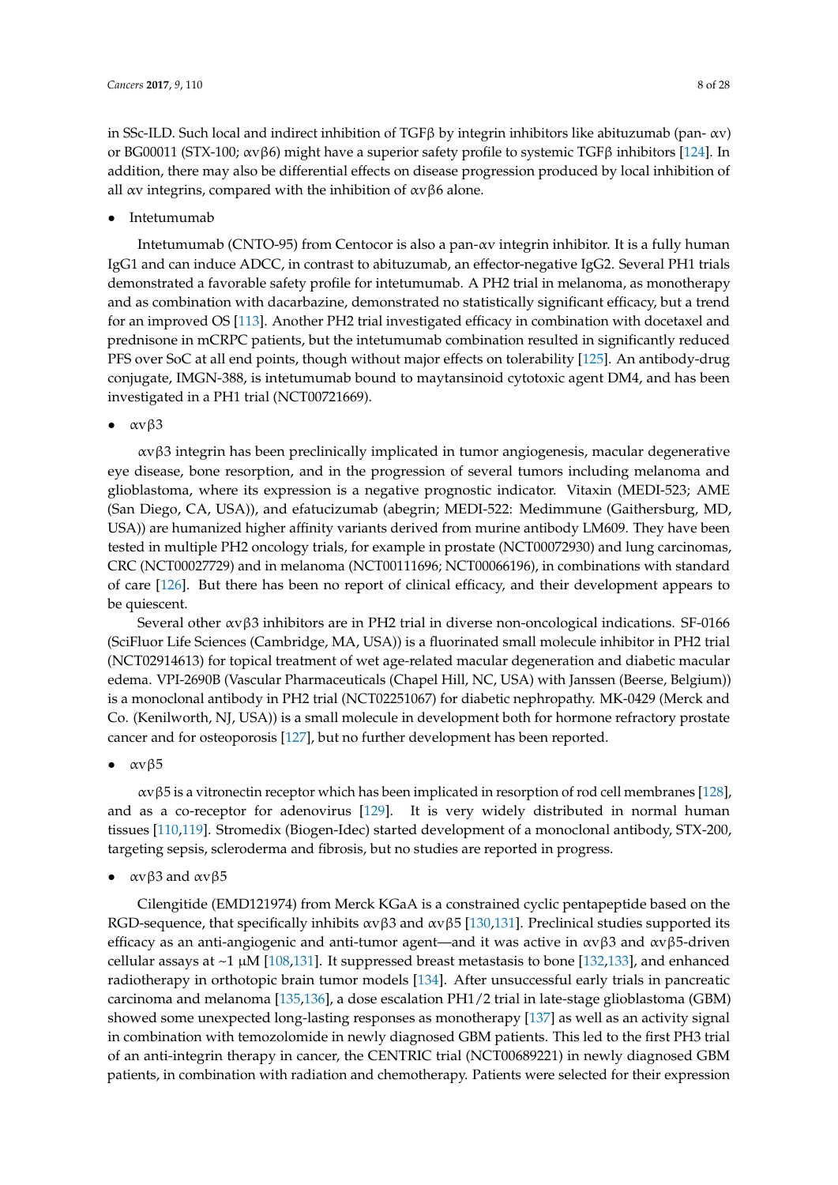in SSc-ILD. Such local and indirect inhibition of TGFβ by integrin inhibitors like abituzumab (pan- αv) or BG00011 (STX-100; αvβ6) might have a superior safety profile to systemic TGFβ inhibitors [124]. In addition, there may also be differential effects on disease progression produced by local inhibition of all αv integrins, compared with the inhibition of αvβ6 alone.

- Intetumumab

Intetumumab (CNTO-95) from Centocor is also a pan-αv integrin inhibitor. It is a fully human IgG1 and can induce ADCC, in contrast to abituzumab, an effector-negative IgG2. Several PH1 trials demonstrated a favorable safety profile for intetumumab. A PH2 trial in melanoma, as monotherapy and as combination with dacarbazine, demonstrated no statistically significant efficacy, but a trend for an improved OS [113]. Another PH2 trial investigated efficacy in combination with docetaxel and prednisone in mCRPC patients, but the intetumumab combination resulted in significantly reduced PFS over SoC at all end points, though without major effects on tolerability [125]. An antibody-drug conjugate, IMGN-388, is intetumumab bound to maytansinoid cytotoxic agent DM4, and has been investigated in a PH1 trial (NCT00721669).

- αvβ3

αvβ3 integrin has been preclinically implicated in tumor angiogenesis, macular degenerative eye disease, bone resorption, and in the progression of several tumors including melanoma and glioblastoma, where its expression is a negative prognostic indicator. Vitaxin (MEDI-523; AME (San Diego, CA, USA)), and efatucizumab (abegrin; MEDI-522: Medimmune (Gaithersburg, MD, USA)) are humanized higher affinity variants derived from murine antibody LM609. They have been tested in multiple PH2 oncology trials, for example in prostate (NCT00072930) and lung carcinomas, CRC (NCT00027729) and in melanoma (NCT00111696; NCT00066196), in combinations with standard of care [126]. But there has been no report of clinical efficacy, and their development appears to be quiescent.

Several other αvβ3 inhibitors are in PH2 trial in diverse non-oncological indications. SF-0166 (SciFluor Life Sciences (Cambridge, MA, USA)) is a fluorinated small molecule inhibitor in PH2 trial (NCT02914613) for topical treatment of wet age-related macular degeneration and diabetic macular edema. VPI-2690B (Vascular Pharmaceuticals (Chapel Hill, NC, USA) with Janssen (Beerse, Belgium)) is a monoclonal antibody in PH2 trial (NCT02251067) for diabetic nephropathy. MK-0429 (Merck and Co. (Kenilworth, NJ, USA)) is a small molecule in development both for hormone refractory prostate cancer and for osteoporosis [127], but no further development has been reported.

- αvβ5

αvβ5 is a vitronectin receptor which has been implicated in resorption of rod cell membranes [128], and as a co-receptor for adenovirus [129]. It is very widely distributed in normal human tissues [110,119]. Stromedix (Biogen-Idec) started development of a monoclonal antibody, STX-200, targeting sepsis, scleroderma and fibrosis, but no studies are reported in progress.

- αvβ3 and αvβ5

Cilengitide (EMD121974) from Merck KGaA is a constrained cyclic pentapeptide based on the RGD-sequence, that specifically inhibits αvβ3 and αvβ5 [130,131]. Preclinical studies supported its efficacy as an anti-angiogenic and anti-tumor agent—and it was active in αvβ3 and αvβ5-driven cellular assays at ~1 μM [108,131]. It suppressed breast metastasis to bone [132,133], and enhanced radiotherapy in orthotopic brain tumor models [134]. After unsuccessful early trials in pancreatic carcinoma and melanoma [135,136], a dose escalation PH1/2 trial in late-stage glioblastoma (GBM) showed some unexpected long-lasting responses as monotherapy [137] as well as an activity signal in combination with temozolomide in newly diagnosed GBM patients. This led to the first PH3 trial of an anti-integrin therapy in cancer, the CENTRIC trial (NCT00689221) in newly diagnosed GBM patients, in combination with radiation and chemotherapy. Patients were selected for their expression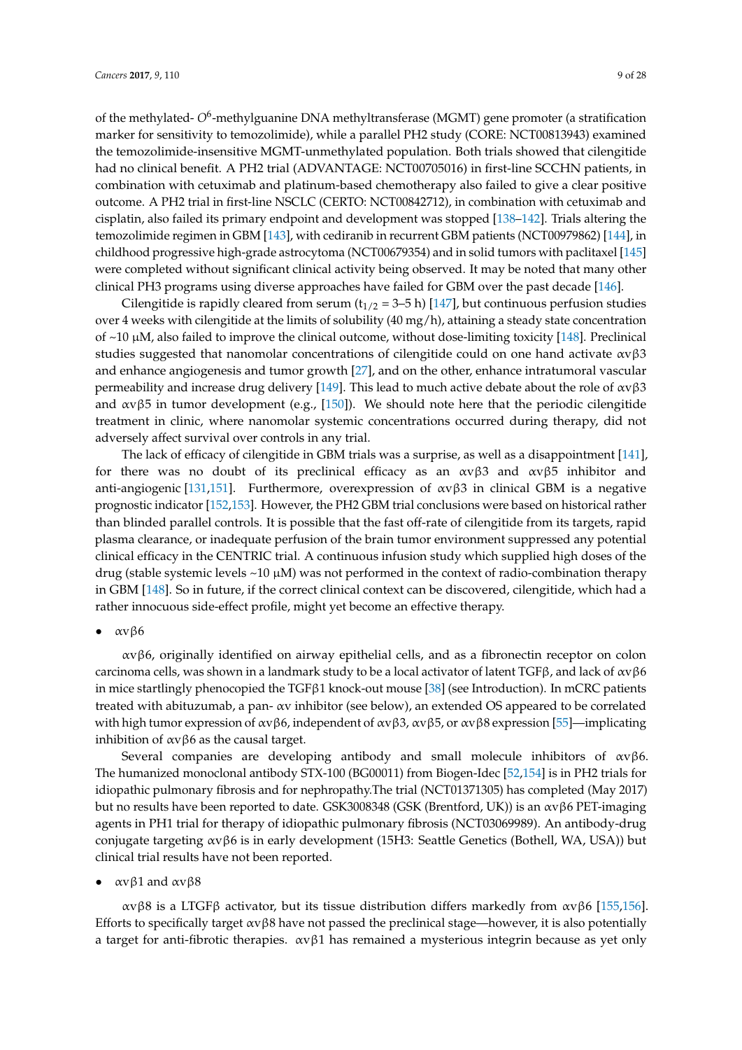of the methylated- $O^6$-methylguanine DNA methyltransferase (MGMT) gene promoter (a stratification marker for sensitivity to temozolimide), while a parallel PH2 study (CORE: NCT00813943) examined the temozolimide-insensitive MGMT-unmethylated population. Both trials showed that cilengitide had no clinical benefit. A PH2 trial (ADVANTAGE: NCT00705016) in first-line SCCHN patients, in combination with cetuximab and platinum-based chemotherapy also failed to give a clear positive outcome. A PH2 trial in first-line NSCLC (CERTO: NCT00842712), in combination with cetuximab and cisplatin, also failed its primary endpoint and development was stopped [138–142]. Trials altering the temozolimide regimen in GBM [143], with cediranib in recurrent GBM patients (NCT00979862) [144], in childhood progressive high-grade astrocytoma (NCT00679354) and in solid tumors with paclitaxel [145] were completed without significant clinical activity being observed. It may be noted that many other clinical PH3 programs using diverse approaches have failed for GBM over the past decade [146].

Cilengitide is rapidly cleared from serum ($t_{1/2}$ = 3–5 h) [147], but continuous perfusion studies over 4 weeks with cilengitide at the limits of solubility (40 mg/h), attaining a steady state concentration of ~10 μM, also failed to improve the clinical outcome, without dose-limiting toxicity [148]. Preclinical studies suggested that nanomolar concentrations of cilengitide could on one hand activate αvβ3 and enhance angiogenesis and tumor growth [27], and on the other, enhance intratumoral vascular permeability and increase drug delivery [149]. This lead to much active debate about the role of αvβ3 and αvβ5 in tumor development (e.g., [150]). We should note here that the periodic cilengitide treatment in clinic, where nanomolar systemic concentrations occurred during therapy, did not adversely affect survival over controls in any trial.

The lack of efficacy of cilengitide in GBM trials was a surprise, as well as a disappointment [141], for there was no doubt of its preclinical efficacy as an αvβ3 and αvβ5 inhibitor and anti-angiogenic [131,151]. Furthermore, overexpression of αvβ3 in clinical GBM is a negative prognostic indicator [152,153]. However, the PH2 GBM trial conclusions were based on historical rather than blinded parallel controls. It is possible that the fast off-rate of cilengitide from its targets, rapid plasma clearance, or inadequate perfusion of the brain tumor environment suppressed any potential clinical efficacy in the CENTRIC trial. A continuous infusion study which supplied high doses of the drug (stable systemic levels ~10 μM) was not performed in the context of radio-combination therapy in GBM [148]. So in future, if the correct clinical context can be discovered, cilengitide, which had a rather innocuous side-effect profile, might yet become an effective therapy.

- αvβ6

αvβ6, originally identified on airway epithelial cells, and as a fibronectin receptor on colon carcinoma cells, was shown in a landmark study to be a local activator of latent TGFβ, and lack of αvβ6 in mice startlingly phenocopied the TGFβ1 knock-out mouse [38] (see Introduction). In mCRC patients treated with abituzumab, a pan- αv inhibitor (see below), an extended OS appeared to be correlated with high tumor expression of αvβ6, independent of αvβ3, αvβ5, or αvβ8 expression [55]—implicating inhibition of αvβ6 as the causal target.

Several companies are developing antibody and small molecule inhibitors of αvβ6. The humanized monoclonal antibody STX-100 (BG00011) from Biogen-Idec [52,154] is in PH2 trials for idiopathic pulmonary fibrosis and for nephropathy.The trial (NCT01371305) has completed (May 2017) but no results have been reported to date. GSK3008348 (GSK (Brentford, UK)) is an αvβ6 PET-imaging agents in PH1 trial for therapy of idiopathic pulmonary fibrosis (NCT03069989). An antibody-drug conjugate targeting αvβ6 is in early development (15H3: Seattle Genetics (Bothell, WA, USA)) but clinical trial results have not been reported.

- αvβ1 and αvβ8

αvβ8 is a LTGFβ activator, but its tissue distribution differs markedly from αvβ6 [155,156]. Efforts to specifically target αvβ8 have not passed the preclinical stage—however, it is also potentially a target for anti-fibrotic therapies. αvβ1 has remained a mysterious integrin because as yet only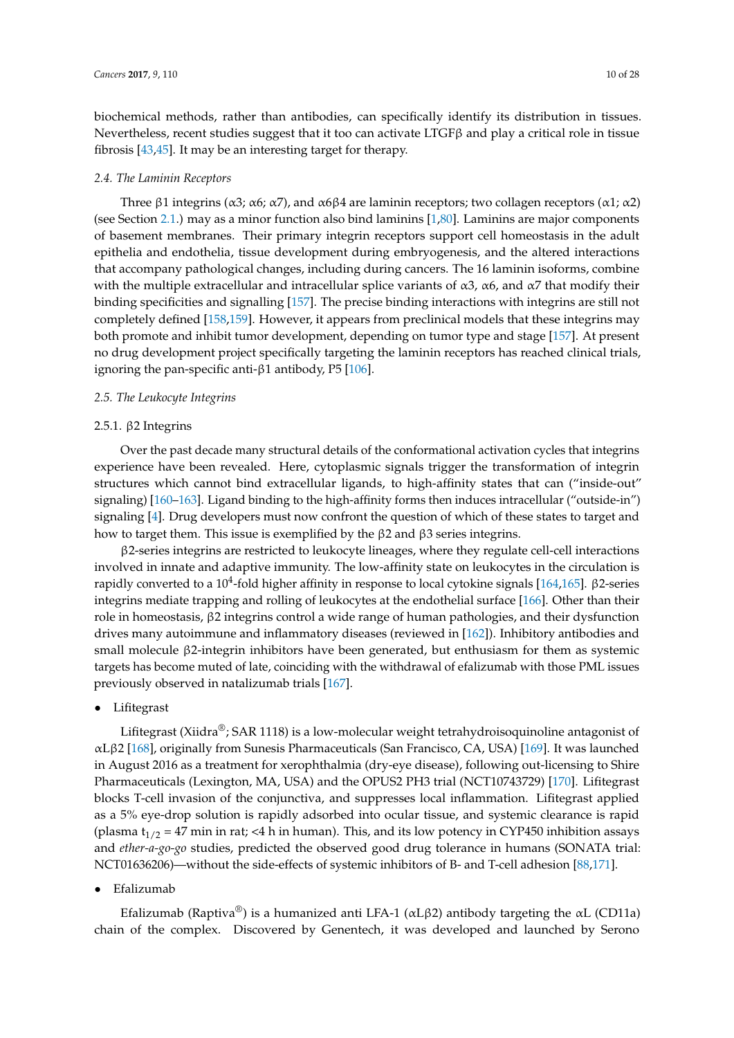biochemical methods, rather than antibodies, can specifically identify its distribution in tissues. Nevertheless, recent studies suggest that it too can activate LTGFβ and play a critical role in tissue fibrosis [43,45]. It may be an interesting target for therapy.

### 2.4. The Laminin Receptors

Three β1 integrins (α3; α6; α7), and α6β4 are laminin receptors; two collagen receptors (α1; α2) (see Section 2.1.) may as a minor function also bind laminins [1,80]. Laminins are major components of basement membranes. Their primary integrin receptors support cell homeostasis in the adult epithelia and endothelia, tissue development during embryogenesis, and the altered interactions that accompany pathological changes, including during cancers. The 16 laminin isoforms, combine with the multiple extracellular and intracellular splice variants of α3, α6, and α7 that modify their binding specificities and signalling [157]. The precise binding interactions with integrins are still not completely defined [158,159]. However, it appears from preclinical models that these integrins may both promote and inhibit tumor development, depending on tumor type and stage [157]. At present no drug development project specifically targeting the laminin receptors has reached clinical trials, ignoring the pan-specific anti-β1 antibody, P5 [106].

### 2.5. The Leukocyte Integrins

#### 2.5.1. β2 Integrins

Over the past decade many structural details of the conformational activation cycles that integrins experience have been revealed. Here, cytoplasmic signals trigger the transformation of integrin structures which cannot bind extracellular ligands, to high-affinity states that can ("inside-out" signaling) [160–163]. Ligand binding to the high-affinity forms then induces intracellular ("outside-in") signaling [4]. Drug developers must now confront the question of which of these states to target and how to target them. This issue is exemplified by the β2 and β3 series integrins.

β2-series integrins are restricted to leukocyte lineages, where they regulate cell-cell interactions involved in innate and adaptive immunity. The low-affinity state on leukocytes in the circulation is rapidly converted to a $10^4$-fold higher affinity in response to local cytokine signals [164,165]. β2-series integrins mediate trapping and rolling of leukocytes at the endothelial surface [166]. Other than their role in homeostasis, β2 integrins control a wide range of human pathologies, and their dysfunction drives many autoimmune and inflammatory diseases (reviewed in [162]). Inhibitory antibodies and small molecule β2-integrin inhibitors have been generated, but enthusiasm for them as systemic targets has become muted of late, coinciding with the withdrawal of efalizumab with those PML issues previously observed in natalizumab trials [167].

- Lifitegrast

Lifitegrast (Xiidra®; SAR 1118) is a low-molecular weight tetrahydroisoquinoline antagonist of αLβ2 [168], originally from Sunesis Pharmaceuticals (San Francisco, CA, USA) [169]. It was launched in August 2016 as a treatment for xerophthalmia (dry-eye disease), following out-licensing to Shire Pharmaceuticals (Lexington, MA, USA) and the OPUS2 PH3 trial (NCT10743729) [170]. Lifitegrast blocks T-cell invasion of the conjunctiva, and suppresses local inflammation. Lifitegrast applied as a 5% eye-drop solution is rapidly adsorbed into ocular tissue, and systemic clearance is rapid (plasma $t_{1/2}$ = 47 min in rat; <4 h in human). This, and its low potency in CYP450 inhibition assays and *ether-a-go-go* studies, predicted the observed good drug tolerance in humans (SONATA trial: NCT01636206)—without the side-effects of systemic inhibitors of B- and T-cell adhesion [88,171].

- Efalizumab

Efalizumab (Raptiva®) is a humanized anti LFA-1 (αLβ2) antibody targeting the αL (CD11a) chain of the complex. Discovered by Genentech, it was developed and launched by Serono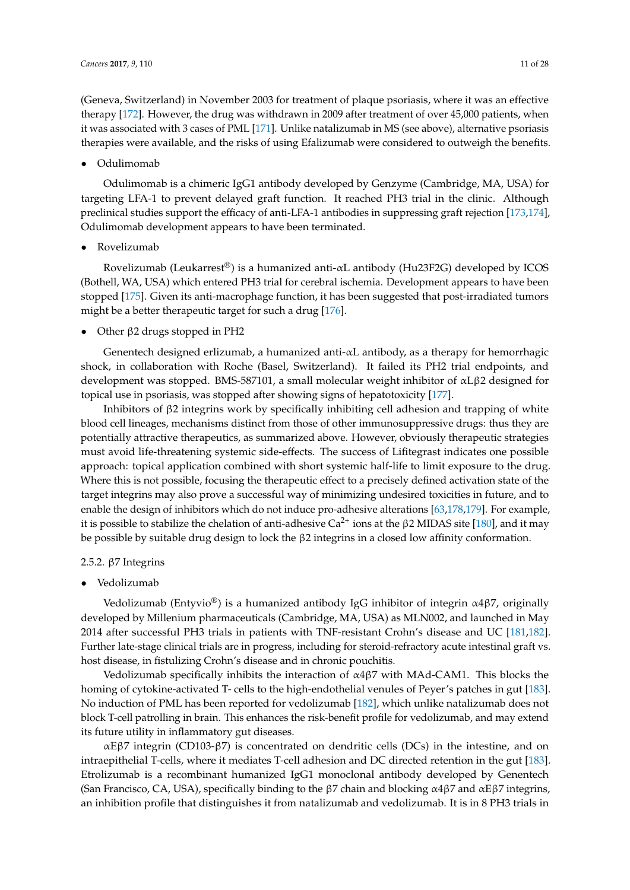(Geneva, Switzerland) in November 2003 for treatment of plaque psoriasis, where it was an effective therapy [172]. However, the drug was withdrawn in 2009 after treatment of over 45,000 patients, when it was associated with 3 cases of PML [171]. Unlike natalizumab in MS (see above), alternative psoriasis therapies were available, and the risks of using Efalizumab were considered to outweigh the benefits.

- Odulimomab

Odulimomab is a chimeric IgG1 antibody developed by Genzyme (Cambridge, MA, USA) for targeting LFA-1 to prevent delayed graft function. It reached PH3 trial in the clinic. Although preclinical studies support the efficacy of anti-LFA-1 antibodies in suppressing graft rejection [173,174], Odulimomab development appears to have been terminated.

- Rovelizumab

Rovelizumab (Leukarrest®) is a humanized anti-αL antibody (Hu23F2G) developed by ICOS (Bothell, WA, USA) which entered PH3 trial for cerebral ischemia. Development appears to have been stopped [175]. Given its anti-macrophage function, it has been suggested that post-irradiated tumors might be a better therapeutic target for such a drug [176].

- Other β2 drugs stopped in PH2

Genentech designed erlizumab, a humanized anti-αL antibody, as a therapy for hemorrhagic shock, in collaboration with Roche (Basel, Switzerland). It failed its PH2 trial endpoints, and development was stopped. BMS-587101, a small molecular weight inhibitor of αLβ2 designed for topical use in psoriasis, was stopped after showing signs of hepatotoxicity [177].

Inhibitors of β2 integrins work by specifically inhibiting cell adhesion and trapping of white blood cell lineages, mechanisms distinct from those of other immunosuppressive drugs: thus they are potentially attractive therapeutics, as summarized above. However, obviously therapeutic strategies must avoid life-threatening systemic side-effects. The success of Lifitegrast indicates one possible approach: topical application combined with short systemic half-life to limit exposure to the drug. Where this is not possible, focusing the therapeutic effect to a precisely defined activation state of the target integrins may also prove a successful way of minimizing undesired toxicities in future, and to enable the design of inhibitors which do not induce pro-adhesive alterations [63,178,179]. For example, it is possible to stabilize the chelation of anti-adhesive $Ca^{2+}$ ions at the β2 MIDAS site [180], and it may be possible by suitable drug design to lock the β2 integrins in a closed low affinity conformation.

#### 2.5.2. β7 Integrins

- Vedolizumab

Vedolizumab (Entyvio®) is a humanized antibody IgG inhibitor of integrin α4β7, originally developed by Millenium pharmaceuticals (Cambridge, MA, USA) as MLN002, and launched in May 2014 after successful PH3 trials in patients with TNF-resistant Crohn's disease and UC [181,182]. Further late-stage clinical trials are in progress, including for steroid-refractory acute intestinal graft vs. host disease, in fistulizing Crohn's disease and in chronic pouchitis.

Vedolizumab specifically inhibits the interaction of α4β7 with MAd-CAM1. This blocks the homing of cytokine-activated T- cells to the high-endothelial venules of Peyer's patches in gut [183]. No induction of PML has been reported for vedolizumab [182], which unlike natalizumab does not block T-cell patrolling in brain. This enhances the risk-benefit profile for vedolizumab, and may extend its future utility in inflammatory gut diseases.

αEβ7 integrin (CD103-β7) is concentrated on dendritic cells (DCs) in the intestine, and on intraepithelial T-cells, where it mediates T-cell adhesion and DC directed retention in the gut [183]. Etrolizumab is a recombinant humanized IgG1 monoclonal antibody developed by Genentech (San Francisco, CA, USA), specifically binding to the β7 chain and blocking α4β7 and αEβ7 integrins, an inhibition profile that distinguishes it from natalizumab and vedolizumab. It is in 8 PH3 trials in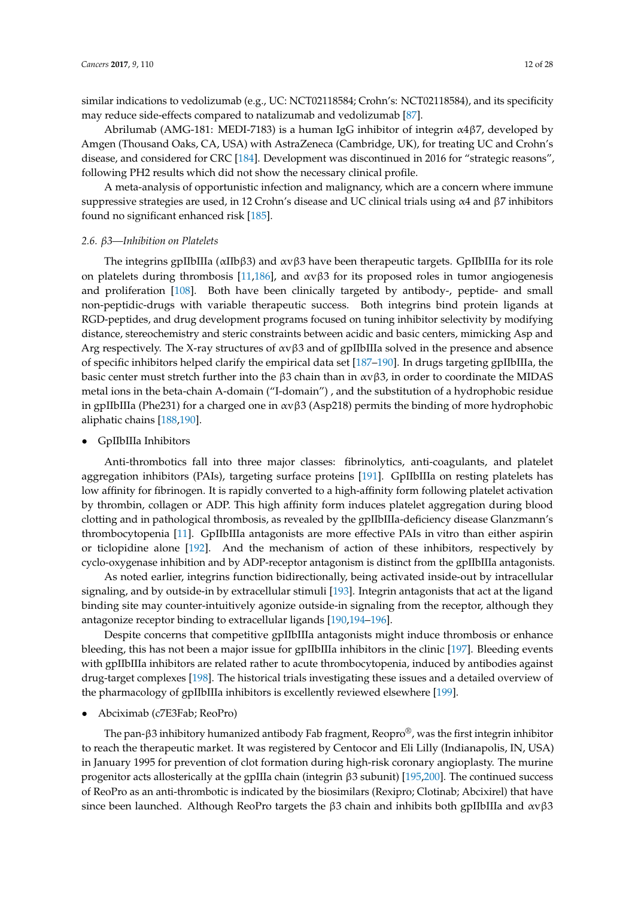similar indications to vedolizumab (e.g., UC: NCT02118584; Crohn's: NCT02118584), and its specificity may reduce side-effects compared to natalizumab and vedolizumab [87].

Abrilumab (AMG-181: MEDI-7183) is a human IgG inhibitor of integrin α4β7, developed by Amgen (Thousand Oaks, CA, USA) with AstraZeneca (Cambridge, UK), for treating UC and Crohn's disease, and considered for CRC [184]. Development was discontinued in 2016 for "strategic reasons", following PH2 results which did not show the necessary clinical profile.

A meta-analysis of opportunistic infection and malignancy, which are a concern where immune suppressive strategies are used, in 12 Crohn's disease and UC clinical trials using α4 and β7 inhibitors found no significant enhanced risk [185].

### 2.6. β3—Inhibition on Platelets

The integrins gpIIbIIIa (αIIbβ3) and αvβ3 have been therapeutic targets. GpIIbIIIa for its role on platelets during thrombosis [11,186], and αvβ3 for its proposed roles in tumor angiogenesis and proliferation [108]. Both have been clinically targeted by antibody-, peptide- and small non-peptidic-drugs with variable therapeutic success. Both integrins bind protein ligands at RGD-peptides, and drug development programs focused on tuning inhibitor selectivity by modifying distance, stereochemistry and steric constraints between acidic and basic centers, mimicking Asp and Arg respectively. The X-ray structures of αvβ3 and of gpIIbIIIa solved in the presence and absence of specific inhibitors helped clarify the empirical data set [187–190]. In drugs targeting gpIIbIIIa, the basic center must stretch further into the β3 chain than in αvβ3, in order to coordinate the MIDAS metal ions in the beta-chain A-domain ("I-domain") , and the substitution of a hydrophobic residue in gpIIbIIIa (Phe231) for a charged one in αvβ3 (Asp218) permits the binding of more hydrophobic aliphatic chains [188,190].

- GpIIbIIIa Inhibitors

Anti-thrombotics fall into three major classes: fibrinolytics, anti-coagulants, and platelet aggregation inhibitors (PAIs), targeting surface proteins [191]. GpIIbIIIa on resting platelets has low affinity for fibrinogen. It is rapidly converted to a high-affinity form following platelet activation by thrombin, collagen or ADP. This high affinity form induces platelet aggregation during blood clotting and in pathological thrombosis, as revealed by the gpIIbIIIa-deficiency disease Glanzmann's thrombocytopenia [11]. GpIIbIIIa antagonists are more effective PAIs in vitro than either aspirin or ticlopidine alone [192]. And the mechanism of action of these inhibitors, respectively by cyclo-oxygenase inhibition and by ADP-receptor antagonism is distinct from the gpIIbIIIa antagonists.

As noted earlier, integrins function bidirectionally, being activated inside-out by intracellular signaling, and by outside-in by extracellular stimuli [193]. Integrin antagonists that act at the ligand binding site may counter-intuitively agonize outside-in signaling from the receptor, although they antagonize receptor binding to extracellular ligands [190,194–196].

Despite concerns that competitive gpIIbIIIa antagonists might induce thrombosis or enhance bleeding, this has not been a major issue for gpIIbIIIa inhibitors in the clinic [197]. Bleeding events with gpIIbIIIa inhibitors are related rather to acute thrombocytopenia, induced by antibodies against drug-target complexes [198]. The historical trials investigating these issues and a detailed overview of the pharmacology of gpIIbIIIa inhibitors is excellently reviewed elsewhere [199].

- Abciximab (c7E3Fab; ReoPro)

The pan-β3 inhibitory humanized antibody Fab fragment, Reopro®, was the first integrin inhibitor to reach the therapeutic market. It was registered by Centocor and Eli Lilly (Indianapolis, IN, USA) in January 1995 for prevention of clot formation during high-risk coronary angioplasty. The murine progenitor acts allosterically at the gpIIIa chain (integrin β3 subunit) [195,200]. The continued success of ReoPro as an anti-thrombotic is indicated by the biosimilars (Rexipro; Clotinab; Abcixirel) that have since been launched. Although ReoPro targets the β3 chain and inhibits both gpIIbIIIa and αvβ3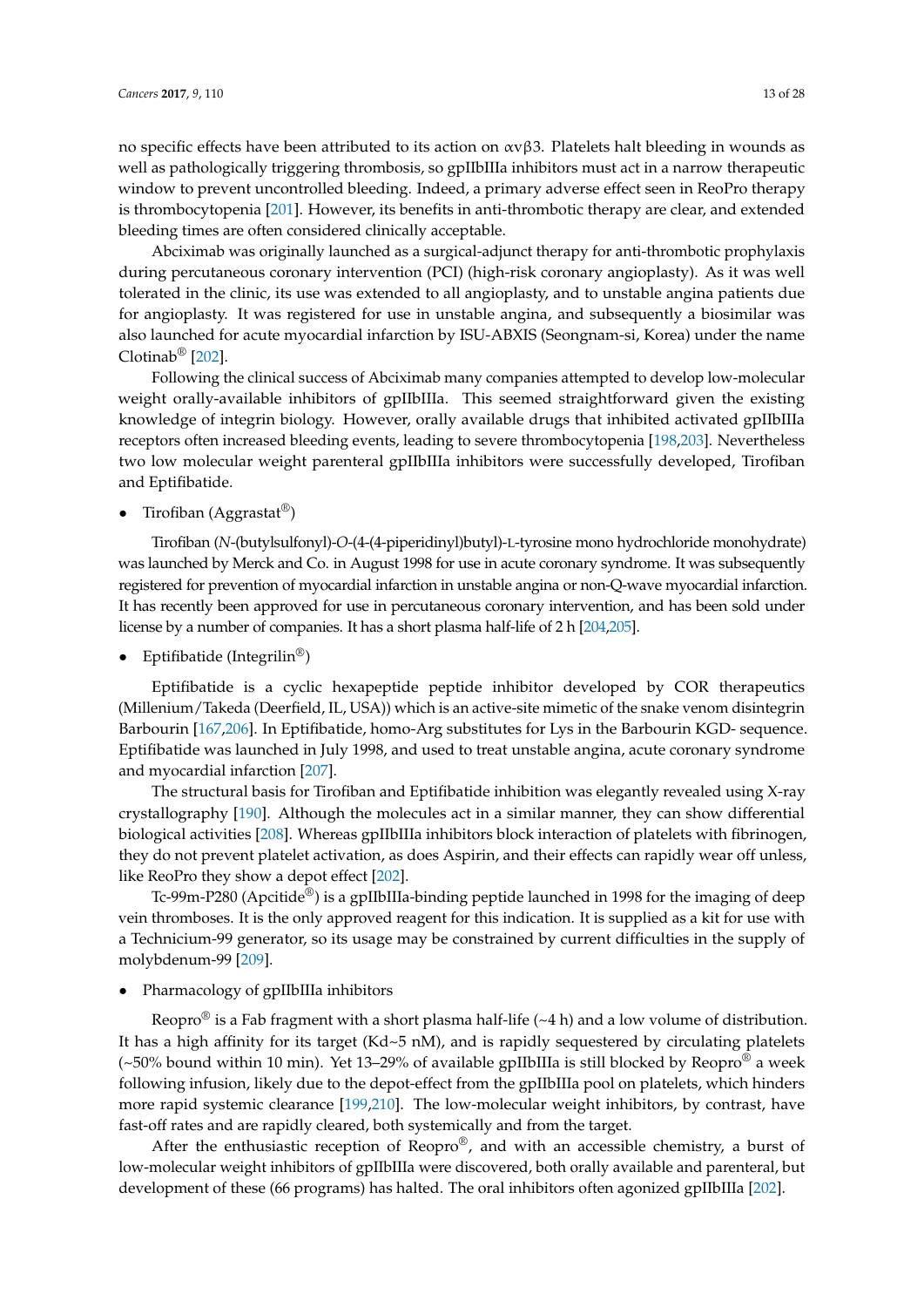no specific effects have been attributed to its action on αvβ3. Platelets halt bleeding in wounds as well as pathologically triggering thrombosis, so gpIIbIIIa inhibitors must act in a narrow therapeutic window to prevent uncontrolled bleeding. Indeed, a primary adverse effect seen in ReoPro therapy is thrombocytopenia [201]. However, its benefits in anti-thrombotic therapy are clear, and extended bleeding times are often considered clinically acceptable.

Abciximab was originally launched as a surgical-adjunct therapy for anti-thrombotic prophylaxis during percutaneous coronary intervention (PCI) (high-risk coronary angioplasty). As it was well tolerated in the clinic, its use was extended to all angioplasty, and to unstable angina patients due for angioplasty. It was registered for use in unstable angina, and subsequently a biosimilar was also launched for acute myocardial infarction by ISU-ABXIS (Seongnam-si, Korea) under the name Clotinab® [202].

Following the clinical success of Abciximab many companies attempted to develop low-molecular weight orally-available inhibitors of gpIIbIIIa. This seemed straightforward given the existing knowledge of integrin biology. However, orally available drugs that inhibited activated gpIIbIIIa receptors often increased bleeding events, leading to severe thrombocytopenia [198,203]. Nevertheless two low molecular weight parenteral gpIIbIIIa inhibitors were successfully developed, Tirofiban and Eptifibatide.

- Tirofiban (Aggrastat®)

Tirofiban (*N*-(butylsulfonyl)-*O*-(4-(4-piperidinyl)butyl)-L-tyrosine mono hydrochloride monohydrate) was launched by Merck and Co. in August 1998 for use in acute coronary syndrome. It was subsequently registered for prevention of myocardial infarction in unstable angina or non-Q-wave myocardial infarction. It has recently been approved for use in percutaneous coronary intervention, and has been sold under license by a number of companies. It has a short plasma half-life of 2 h [204,205].

- Eptifibatide (Integrilin®)

Eptifibatide is a cyclic hexapeptide peptide inhibitor developed by COR therapeutics (Millenium/Takeda (Deerfield, IL, USA)) which is an active-site mimetic of the snake venom disintegrin Barbourin [167,206]. In Eptifibatide, homo-Arg substitutes for Lys in the Barbourin KGD- sequence. Eptifibatide was launched in July 1998, and used to treat unstable angina, acute coronary syndrome and myocardial infarction [207].

The structural basis for Tirofiban and Eptifibatide inhibition was elegantly revealed using X-ray crystallography [190]. Although the molecules act in a similar manner, they can show differential biological activities [208]. Whereas gpIIbIIIa inhibitors block interaction of platelets with fibrinogen, they do not prevent platelet activation, as does Aspirin, and their effects can rapidly wear off unless, like ReoPro they show a depot effect [202].

Tc-99m-P280 (Apcitide®) is a gpIIbIIIa-binding peptide launched in 1998 for the imaging of deep vein thromboses. It is the only approved reagent for this indication. It is supplied as a kit for use with a Technicium-99 generator, so its usage may be constrained by current difficulties in the supply of molybdenum-99 [209].

- Pharmacology of gpIIbIIIa inhibitors

Reopro® is a Fab fragment with a short plasma half-life (~4 h) and a low volume of distribution. It has a high affinity for its target (Kd~5 nM), and is rapidly sequestered by circulating platelets (~50% bound within 10 min). Yet 13–29% of available gpIIbIIIa is still blocked by Reopro® a week following infusion, likely due to the depot-effect from the gpIIbIIIa pool on platelets, which hinders more rapid systemic clearance [199,210]. The low-molecular weight inhibitors, by contrast, have fast-off rates and are rapidly cleared, both systemically and from the target.

After the enthusiastic reception of Reopro®, and with an accessible chemistry, a burst of low-molecular weight inhibitors of gpIIbIIIa were discovered, both orally available and parenteral, but development of these (66 programs) has halted. The oral inhibitors often agonized gpIIbIIIa [202].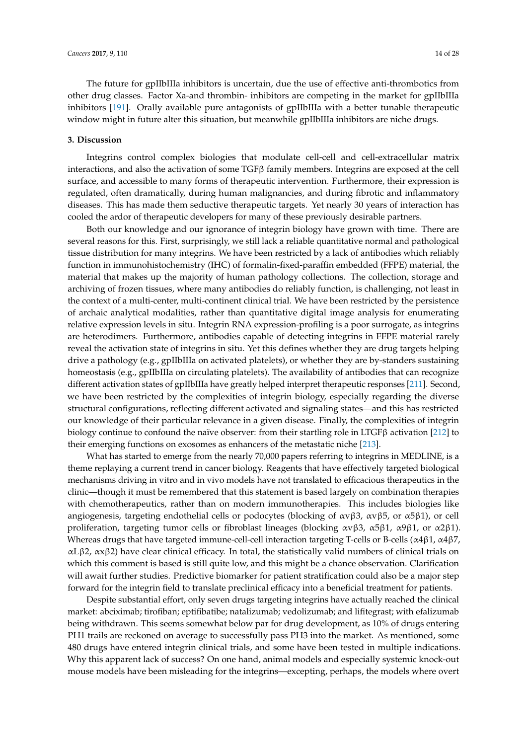The future for gpIIbIIIa inhibitors is uncertain, due the use of effective anti-thrombotics from other drug classes. Factor Xa-and thrombin- inhibitors are competing in the market for gpIIbIIIa inhibitors [191]. Orally available pure antagonists of gpIIbIIIa with a better tunable therapeutic window might in future alter this situation, but meanwhile gpIIbIIIa inhibitors are niche drugs.

## 3. Discussion

Integrins control complex biologies that modulate cell-cell and cell-extracellular matrix interactions, and also the activation of some TGFβ family members. Integrins are exposed at the cell surface, and accessible to many forms of therapeutic intervention. Furthermore, their expression is regulated, often dramatically, during human malignancies, and during fibrotic and inflammatory diseases. This has made them seductive therapeutic targets. Yet nearly 30 years of interaction has cooled the ardor of therapeutic developers for many of these previously desirable partners.

Both our knowledge and our ignorance of integrin biology have grown with time. There are several reasons for this. First, surprisingly, we still lack a reliable quantitative normal and pathological tissue distribution for many integrins. We have been restricted by a lack of antibodies which reliably function in immunohistochemistry (IHC) of formalin-fixed-paraffin embedded (FFPE) material, the material that makes up the majority of human pathology collections. The collection, storage and archiving of frozen tissues, where many antibodies do reliably function, is challenging, not least in the context of a multi-center, multi-continent clinical trial. We have been restricted by the persistence of archaic analytical modalities, rather than quantitative digital image analysis for enumerating relative expression levels in situ. Integrin RNA expression-profiling is a poor surrogate, as integrins are heterodimers. Furthermore, antibodies capable of detecting integrins in FFPE material rarely reveal the activation state of integrins in situ. Yet this defines whether they are drug targets helping drive a pathology (e.g., gpIIbIIIa on activated platelets), or whether they are by-standers sustaining homeostasis (e.g., gpIIbIIIa on circulating platelets). The availability of antibodies that can recognize different activation states of gpIIbIIIa have greatly helped interpret therapeutic responses [211]. Second, we have been restricted by the complexities of integrin biology, especially regarding the diverse structural configurations, reflecting different activated and signaling states—and this has restricted our knowledge of their particular relevance in a given disease. Finally, the complexities of integrin biology continue to confound the naïve observer: from their startling role in LTGFβ activation [212] to their emerging functions on exosomes as enhancers of the metastatic niche [213].

What has started to emerge from the nearly 70,000 papers referring to integrins in MEDLINE, is a theme replaying a current trend in cancer biology. Reagents that have effectively targeted biological mechanisms driving in vitro and in vivo models have not translated to efficacious therapeutics in the clinic—though it must be remembered that this statement is based largely on combination therapies with chemotherapeutics, rather than on modern immunotherapies. This includes biologies like angiogenesis, targeting endothelial cells or podocytes (blocking of αvβ3, αvβ5, or α5β1), or cell proliferation, targeting tumor cells or fibroblast lineages (blocking αvβ3, α5β1, α9β1, or α2β1). Whereas drugs that have targeted immune-cell-cell interaction targeting T-cells or B-cells (α4β1, α4β7, αLβ2, αxβ2) have clear clinical efficacy. In total, the statistically valid numbers of clinical trials on which this comment is based is still quite low, and this might be a chance observation. Clarification will await further studies. Predictive biomarker for patient stratification could also be a major step forward for the integrin field to translate preclinical efficacy into a beneficial treatment for patients.

Despite substantial effort, only seven drugs targeting integrins have actually reached the clinical market: abciximab; tirofiban; eptifibatibe; natalizumab; vedolizumab; and lifitegrast; with efalizumab being withdrawn. This seems somewhat below par for drug development, as 10% of drugs entering PH1 trails are reckoned on average to successfully pass PH3 into the market. As mentioned, some 480 drugs have entered integrin clinical trials, and some have been tested in multiple indications. Why this apparent lack of success? On one hand, animal models and especially systemic knock-out mouse models have been misleading for the integrins—excepting, perhaps, the models where overt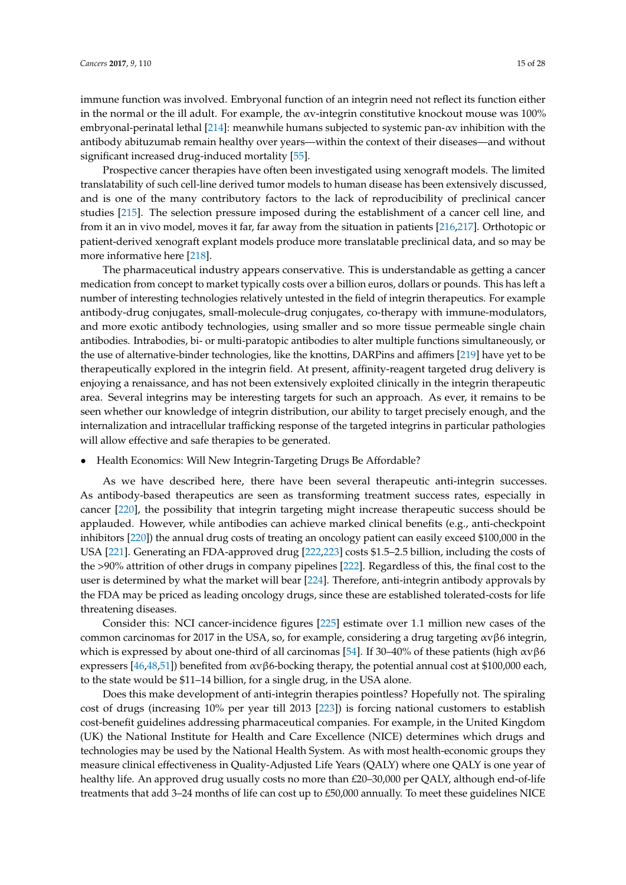immune function was involved. Embryonal function of an integrin need not reflect its function either in the normal or the ill adult. For example, the αv-integrin constitutive knockout mouse was 100% embryonal-perinatal lethal [214]: meanwhile humans subjected to systemic pan-αv inhibition with the antibody abituzumab remain healthy over years—within the context of their diseases—and without significant increased drug-induced mortality [55].

Prospective cancer therapies have often been investigated using xenograft models. The limited translatability of such cell-line derived tumor models to human disease has been extensively discussed, and is one of the many contributory factors to the lack of reproducibility of preclinical cancer studies [215]. The selection pressure imposed during the establishment of a cancer cell line, and from it an in vivo model, moves it far, far away from the situation in patients [216,217]. Orthotopic or patient-derived xenograft explant models produce more translatable preclinical data, and so may be more informative here [218].

The pharmaceutical industry appears conservative. This is understandable as getting a cancer medication from concept to market typically costs over a billion euros, dollars or pounds. This has left a number of interesting technologies relatively untested in the field of integrin therapeutics. For example antibody-drug conjugates, small-molecule-drug conjugates, co-therapy with immune-modulators, and more exotic antibody technologies, using smaller and so more tissue permeable single chain antibodies. Intrabodies, bi- or multi-paratopic antibodies to alter multiple functions simultaneously, or the use of alternative-binder technologies, like the knottins, DARPins and affimers [219] have yet to be therapeutically explored in the integrin field. At present, affinity-reagent targeted drug delivery is enjoying a renaissance, and has not been extensively exploited clinically in the integrin therapeutic area. Several integrins may be interesting targets for such an approach. As ever, it remains to be seen whether our knowledge of integrin distribution, our ability to target precisely enough, and the internalization and intracellular trafficking response of the targeted integrins in particular pathologies will allow effective and safe therapies to be generated.

- Health Economics: Will New Integrin-Targeting Drugs Be Affordable?

As we have described here, there have been several therapeutic anti-integrin successes. As antibody-based therapeutics are seen as transforming treatment success rates, especially in cancer [220], the possibility that integrin targeting might increase therapeutic success should be applauded. However, while antibodies can achieve marked clinical benefits (e.g., anti-checkpoint inhibitors [220]) the annual drug costs of treating an oncology patient can easily exceed $100,000 in the USA [221]. Generating an FDA-approved drug [222,223] costs $1.5–2.5 billion, including the costs of the >90% attrition of other drugs in company pipelines [222]. Regardless of this, the final cost to the user is determined by what the market will bear [224]. Therefore, anti-integrin antibody approvals by the FDA may be priced as leading oncology drugs, since these are established tolerated-costs for life threatening diseases.

Consider this: NCI cancer-incidence figures [225] estimate over 1.1 million new cases of the common carcinomas for 2017 in the USA, so, for example, considering a drug targeting αvβ6 integrin, which is expressed by about one-third of all carcinomas [54]. If 30–40% of these patients (high αvβ6 expressers [46,48,51]) benefited from αvβ6-bocking therapy, the potential annual cost at $100,000 each, to the state would be $11–14 billion, for a single drug, in the USA alone.

Does this make development of anti-integrin therapies pointless? Hopefully not. The spiraling cost of drugs (increasing 10% per year till 2013 [223]) is forcing national customers to establish cost-benefit guidelines addressing pharmaceutical companies. For example, in the United Kingdom (UK) the National Institute for Health and Care Excellence (NICE) determines which drugs and technologies may be used by the National Health System. As with most health-economic groups they measure clinical effectiveness in Quality-Adjusted Life Years (QALY) where one QALY is one year of healthy life. An approved drug usually costs no more than £20–30,000 per QALY, although end-of-life treatments that add 3–24 months of life can cost up to £50,000 annually. To meet these guidelines NICE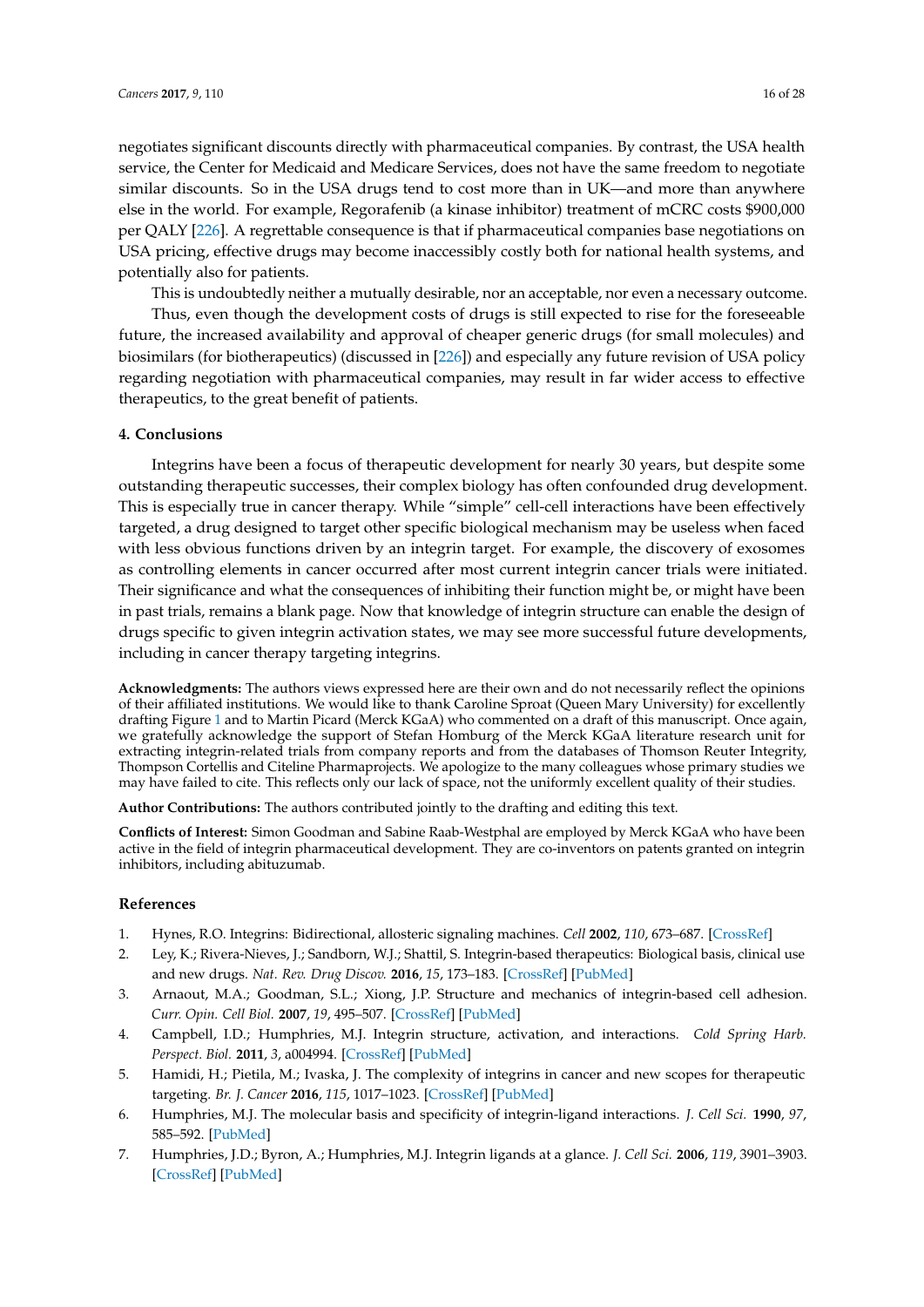negotiates significant discounts directly with pharmaceutical companies. By contrast, the USA health service, the Center for Medicaid and Medicare Services, does not have the same freedom to negotiate similar discounts. So in the USA drugs tend to cost more than in UK—and more than anywhere else in the world. For example, Regorafenib (a kinase inhibitor) treatment of mCRC costs $900,000 per QALY [226]. A regrettable consequence is that if pharmaceutical companies base negotiations on USA pricing, effective drugs may become inaccessibly costly both for national health systems, and potentially also for patients.

This is undoubtedly neither a mutually desirable, nor an acceptable, nor even a necessary outcome.

Thus, even though the development costs of drugs is still expected to rise for the foreseeable future, the increased availability and approval of cheaper generic drugs (for small molecules) and biosimilars (for biotherapeutics) (discussed in [226]) and especially any future revision of USA policy regarding negotiation with pharmaceutical companies, may result in far wider access to effective therapeutics, to the great benefit of patients.

## 4. Conclusions

Integrins have been a focus of therapeutic development for nearly 30 years, but despite some outstanding therapeutic successes, their complex biology has often confounded drug development. This is especially true in cancer therapy. While "simple" cell-cell interactions have been effectively targeted, a drug designed to target other specific biological mechanism may be useless when faced with less obvious functions driven by an integrin target. For example, the discovery of exosomes as controlling elements in cancer occurred after most current integrin cancer trials were initiated. Their significance and what the consequences of inhibiting their function might be, or might have been in past trials, remains a blank page. Now that knowledge of integrin structure can enable the design of drugs specific to given integrin activation states, we may see more successful future developments, including in cancer therapy targeting integrins.

**Acknowledgments:** The authors views expressed here are their own and do not necessarily reflect the opinions of their affiliated institutions. We would like to thank Caroline Sproat (Queen Mary University) for excellently drafting Figure 1 and to Martin Picard (Merck KGaA) who commented on a draft of this manuscript. Once again, we gratefully acknowledge the support of Stefan Homburg of the Merck KGaA literature research unit for extracting integrin-related trials from company reports and from the databases of Thomson Reuter Integrity, Thompson Cortellis and Citeline Pharmaprojects. We apologize to the many colleagues whose primary studies we may have failed to cite. This reflects only our lack of space, not the uniformly excellent quality of their studies.

**Author Contributions:** The authors contributed jointly to the drafting and editing this text.

**Conflicts of Interest:** Simon Goodman and Sabine Raab-Westphal are employed by Merck KGaA who have been active in the field of integrin pharmaceutical development. They are co-inventors on patents granted on integrin inhibitors, including abituzumab.

## References

1. Hynes, R.O. Integrins: Bidirectional, allosteric signaling machines. *Cell* **2002**, *110*, 673–687. [CrossRef]
2. Ley, K.; Rivera-Nieves, J.; Sandborn, W.J.; Shattil, S. Integrin-based therapeutics: Biological basis, clinical use and new drugs. *Nat. Rev. Drug Discov.* **2016**, *15*, 173–183. [CrossRef] [PubMed]
3. Arnaout, M.A.; Goodman, S.L.; Xiong, J.P. Structure and mechanics of integrin-based cell adhesion. *Curr. Opin. Cell Biol.* **2007**, *19*, 495–507. [CrossRef] [PubMed]
4. Campbell, I.D.; Humphries, M.J. Integrin structure, activation, and interactions. *Cold Spring Harb. Perspect. Biol.* **2011**, *3*, a004994. [CrossRef] [PubMed]
5. Hamidi, H.; Pietila, M.; Ivaska, J. The complexity of integrins in cancer and new scopes for therapeutic targeting. *Br. J. Cancer* **2016**, *115*, 1017–1023. [CrossRef] [PubMed]
6. Humphries, M.J. The molecular basis and specificity of integrin-ligand interactions. *J. Cell Sci.* **1990**, *97*, 585–592. [PubMed]
7. Humphries, J.D.; Byron, A.; Humphries, M.J. Integrin ligands at a glance. *J. Cell Sci.* **2006**, *119*, 3901–3903. [CrossRef] [PubMed]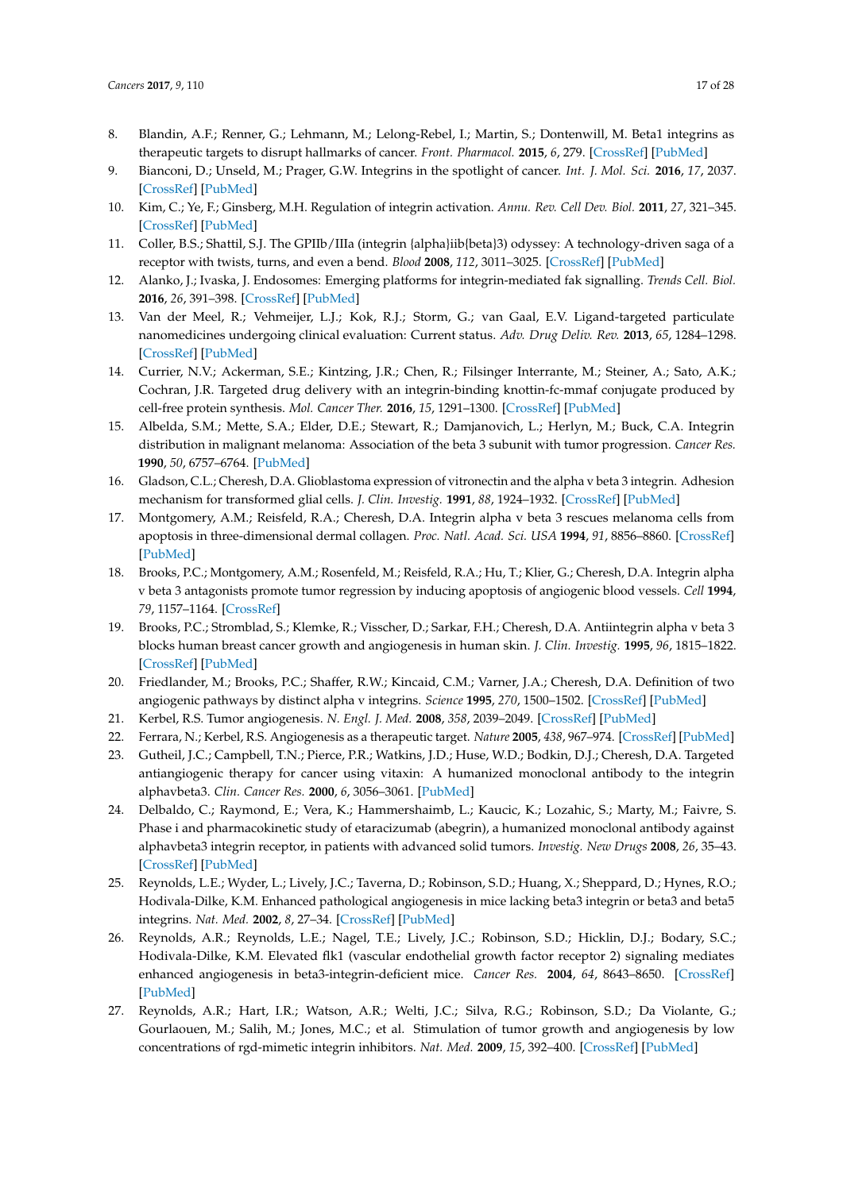8. Blandin, A.F.; Renner, G.; Lehmann, M.; Lelong-Rebel, I.; Martin, S.; Dontenwill, M. Beta1 integrins as therapeutic targets to disrupt hallmarks of cancer. *Front. Pharmacol.* **2015**, *6*, 279. [CrossRef] [PubMed]
9. Bianconi, D.; Unseld, M.; Prager, G.W. Integrins in the spotlight of cancer. *Int. J. Mol. Sci.* **2016**, *17*, 2037. [CrossRef] [PubMed]
10. Kim, C.; Ye, F.; Ginsberg, M.H. Regulation of integrin activation. *Annu. Rev. Cell Dev. Biol.* **2011**, *27*, 321–345. [CrossRef] [PubMed]
11. Coller, B.S.; Shattil, S.J. The GPIIb/IIIa (integrin {alpha}iib{beta}3) odyssey: A technology-driven saga of a receptor with twists, turns, and even a bend. *Blood* **2008**, *112*, 3011–3025. [CrossRef] [PubMed]
12. Alanko, J.; Ivaska, J. Endosomes: Emerging platforms for integrin-mediated fak signalling. *Trends Cell. Biol.* **2016**, *26*, 391–398. [CrossRef] [PubMed]
13. Van der Meel, R.; Vehmeijer, L.J.; Kok, R.J.; Storm, G.; van Gaal, E.V. Ligand-targeted particulate nanomedicines undergoing clinical evaluation: Current status. *Adv. Drug Deliv. Rev.* **2013**, *65*, 1284–1298. [CrossRef] [PubMed]
14. Currier, N.V.; Ackerman, S.E.; Kintzing, J.R.; Chen, R.; Filsinger Interrante, M.; Steiner, A.; Sato, A.K.; Cochran, J.R. Targeted drug delivery with an integrin-binding knottin-fc-mmaf conjugate produced by cell-free protein synthesis. *Mol. Cancer Ther.* **2016**, *15*, 1291–1300. [CrossRef] [PubMed]
15. Albelda, S.M.; Mette, S.A.; Elder, D.E.; Stewart, R.; Damjanovich, L.; Herlyn, M.; Buck, C.A. Integrin distribution in malignant melanoma: Association of the beta 3 subunit with tumor progression. *Cancer Res.* **1990**, *50*, 6757–6764. [PubMed]
16. Gladson, C.L.; Cheresh, D.A. Glioblastoma expression of vitronectin and the alpha v beta 3 integrin. Adhesion mechanism for transformed glial cells. *J. Clin. Investig.* **1991**, *88*, 1924–1932. [CrossRef] [PubMed]
17. Montgomery, A.M.; Reisfeld, R.A.; Cheresh, D.A. Integrin alpha v beta 3 rescues melanoma cells from apoptosis in three-dimensional dermal collagen. *Proc. Natl. Acad. Sci. USA* **1994**, *91*, 8856–8860. [CrossRef] [PubMed]
18. Brooks, P.C.; Montgomery, A.M.; Rosenfeld, M.; Reisfeld, R.A.; Hu, T.; Klier, G.; Cheresh, D.A. Integrin alpha v beta 3 antagonists promote tumor regression by inducing apoptosis of angiogenic blood vessels. *Cell* **1994**, *79*, 1157–1164. [CrossRef]
19. Brooks, P.C.; Stromblad, S.; Klemke, R.; Visscher, D.; Sarkar, F.H.; Cheresh, D.A. Antiintegrin alpha v beta 3 blocks human breast cancer growth and angiogenesis in human skin. *J. Clin. Investig.* **1995**, *96*, 1815–1822. [CrossRef] [PubMed]
20. Friedlander, M.; Brooks, P.C.; Shaffer, R.W.; Kincaid, C.M.; Varner, J.A.; Cheresh, D.A. Definition of two angiogenic pathways by distinct alpha v integrins. *Science* **1995**, *270*, 1500–1502. [CrossRef] [PubMed]
21. Kerbel, R.S. Tumor angiogenesis. *N. Engl. J. Med.* **2008**, *358*, 2039–2049. [CrossRef] [PubMed]
22. Ferrara, N.; Kerbel, R.S. Angiogenesis as a therapeutic target. *Nature* **2005**, *438*, 967–974. [CrossRef] [PubMed]
23. Gutheil, J.C.; Campbell, T.N.; Pierce, P.R.; Watkins, J.D.; Huse, W.D.; Bodkin, D.J.; Cheresh, D.A. Targeted antiangiogenic therapy for cancer using vitaxin: A humanized monoclonal antibody to the integrin alphavbeta3. *Clin. Cancer Res.* **2000**, *6*, 3056–3061. [PubMed]
24. Delbaldo, C.; Raymond, E.; Vera, K.; Hammershaimb, L.; Kaucic, K.; Lozahic, S.; Marty, M.; Faivre, S. Phase i and pharmacokinetic study of etaracizumab (abegrin), a humanized monoclonal antibody against alphavbeta3 integrin receptor, in patients with advanced solid tumors. *Investig. New Drugs* **2008**, *26*, 35–43. [CrossRef] [PubMed]
25. Reynolds, L.E.; Wyder, L.; Lively, J.C.; Taverna, D.; Robinson, S.D.; Huang, X.; Sheppard, D.; Hynes, R.O.; Hodivala-Dilke, K.M. Enhanced pathological angiogenesis in mice lacking beta3 integrin or beta3 and beta5 integrins. *Nat. Med.* **2002**, *8*, 27–34. [CrossRef] [PubMed]
26. Reynolds, A.R.; Reynolds, L.E.; Nagel, T.E.; Lively, J.C.; Robinson, S.D.; Hicklin, D.J.; Bodary, S.C.; Hodivala-Dilke, K.M. Elevated flk1 (vascular endothelial growth factor receptor 2) signaling mediates enhanced angiogenesis in beta3-integrin-deficient mice. *Cancer Res.* **2004**, *64*, 8643–8650. [CrossRef] [PubMed]
27. Reynolds, A.R.; Hart, I.R.; Watson, A.R.; Welti, J.C.; Silva, R.G.; Robinson, S.D.; Da Violante, G.; Gourlaouen, M.; Salih, M.; Jones, M.C.; et al. Stimulation of tumor growth and angiogenesis by low concentrations of rgd-mimetic integrin inhibitors. *Nat. Med.* **2009**, *15*, 392–400. [CrossRef] [PubMed]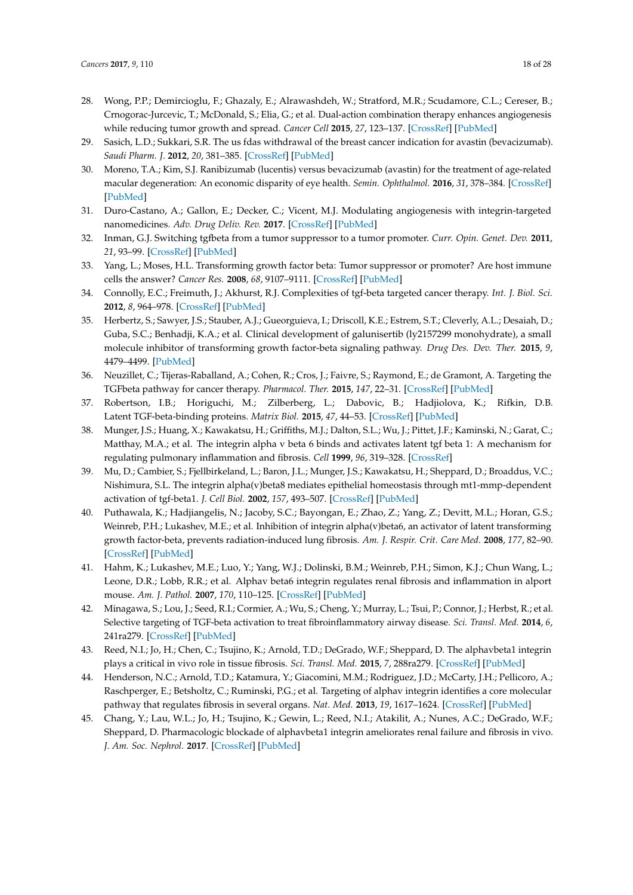28. Wong, P.P.; Demircioglu, F.; Ghazaly, E.; Alrawashdeh, W.; Stratford, M.R.; Scudamore, C.L.; Cereser, B.; Crnogorac-Jurcevic, T.; McDonald, S.; Elia, G.; et al. Dual-action combination therapy enhances angiogenesis while reducing tumor growth and spread. *Cancer Cell* **2015**, *27*, 123–137. [CrossRef] [PubMed]
29. Sasich, L.D.; Sukkari, S.R. The us fdas withdrawal of the breast cancer indication for avastin (bevacizumab). *Saudi Pharm. J.* **2012**, *20*, 381–385. [CrossRef] [PubMed]
30. Moreno, T.A.; Kim, S.J. Ranibizumab (lucentis) versus bevacizumab (avastin) for the treatment of age-related macular degeneration: An economic disparity of eye health. *Semin. Ophthalmol.* **2016**, *31*, 378–384. [CrossRef] [PubMed]
31. Duro-Castano, A.; Gallon, E.; Decker, C.; Vicent, M.J. Modulating angiogenesis with integrin-targeted nanomedicines. *Adv. Drug Deliv. Rev.* **2017**. [CrossRef] [PubMed]
32. Inman, G.J. Switching tgfbeta from a tumor suppressor to a tumor promoter. *Curr. Opin. Genet. Dev.* **2011**, *21*, 93–99. [CrossRef] [PubMed]
33. Yang, L.; Moses, H.L. Transforming growth factor beta: Tumor suppressor or promoter? Are host immune cells the answer? *Cancer Res.* **2008**, *68*, 9107–9111. [CrossRef] [PubMed]
34. Connolly, E.C.; Freimuth, J.; Akhurst, R.J. Complexities of tgf-beta targeted cancer therapy. *Int. J. Biol. Sci.* **2012**, *8*, 964–978. [CrossRef] [PubMed]
35. Herbertz, S.; Sawyer, J.S.; Stauber, A.J.; Gueorguieva, I.; Driscoll, K.E.; Estrem, S.T.; Cleverly, A.L.; Desaiah, D.; Guba, S.C.; Benhadji, K.A.; et al. Clinical development of galunisertib (ly2157299 monohydrate), a small molecule inhibitor of transforming growth factor-beta signaling pathway. *Drug Des. Dev. Ther.* **2015**, *9*, 4479–4499. [PubMed]
36. Neuzillet, C.; Tijeras-Raballand, A.; Cohen, R.; Cros, J.; Faivre, S.; Raymond, E.; de Gramont, A. Targeting the TGFbeta pathway for cancer therapy. *Pharmacol. Ther.* **2015**, *147*, 22–31. [CrossRef] [PubMed]
37. Robertson, I.B.; Horiguchi, M.; Zilberberg, L.; Dabovic, B.; Hadjiolova, K.; Rifkin, D.B. Latent TGF-beta-binding proteins. *Matrix Biol.* **2015**, *47*, 44–53. [CrossRef] [PubMed]
38. Munger, J.S.; Huang, X.; Kawakatsu, H.; Griffiths, M.J.; Dalton, S.L.; Wu, J.; Pittet, J.F.; Kaminski, N.; Garat, C.; Matthay, M.A.; et al. The integrin alpha v beta 6 binds and activates latent tgf beta 1: A mechanism for regulating pulmonary inflammation and fibrosis. *Cell* **1999**, *96*, 319–328. [CrossRef]
39. Mu, D.; Cambier, S.; Fjellbirkeland, L.; Baron, J.L.; Munger, J.S.; Kawakatsu, H.; Sheppard, D.; Broaddus, V.C.; Nishimura, S.L. The integrin alpha(v)beta8 mediates epithelial homeostasis through mt1-mmp-dependent activation of tgf-beta1. *J. Cell Biol.* **2002**, *157*, 493–507. [CrossRef] [PubMed]
40. Puthawala, K.; Hadjiangelis, N.; Jacoby, S.C.; Bayongan, E.; Zhao, Z.; Yang, Z.; Devitt, M.L.; Horan, G.S.; Weinreb, P.H.; Lukashev, M.E.; et al. Inhibition of integrin alpha(v)beta6, an activator of latent transforming growth factor-beta, prevents radiation-induced lung fibrosis. *Am. J. Respir. Crit. Care Med.* **2008**, *177*, 82–90. [CrossRef] [PubMed]
41. Hahm, K.; Lukashev, M.E.; Luo, Y.; Yang, W.J.; Dolinski, B.M.; Weinreb, P.H.; Simon, K.J.; Chun Wang, L.; Leone, D.R.; Lobb, R.R.; et al. Alphav beta6 integrin regulates renal fibrosis and inflammation in alport mouse. *Am. J. Pathol.* **2007**, *170*, 110–125. [CrossRef] [PubMed]
42. Minagawa, S.; Lou, J.; Seed, R.I.; Cormier, A.; Wu, S.; Cheng, Y.; Murray, L.; Tsui, P.; Connor, J.; Herbst, R.; et al. Selective targeting of TGF-beta activation to treat fibroinflammatory airway disease. *Sci. Transl. Med.* **2014**, *6*, 241ra279. [CrossRef] [PubMed]
43. Reed, N.I.; Jo, H.; Chen, C.; Tsujino, K.; Arnold, T.D.; DeGrado, W.F.; Sheppard, D. The alphavbeta1 integrin plays a critical in vivo role in tissue fibrosis. *Sci. Transl. Med.* **2015**, *7*, 288ra279. [CrossRef] [PubMed]
44. Henderson, N.C.; Arnold, T.D.; Katamura, Y.; Giacomini, M.M.; Rodriguez, J.D.; McCarty, J.H.; Pellicoro, A.; Raschperger, E.; Betsholtz, C.; Ruminski, P.G.; et al. Targeting of alphav integrin identifies a core molecular pathway that regulates fibrosis in several organs. *Nat. Med.* **2013**, *19*, 1617–1624. [CrossRef] [PubMed]
45. Chang, Y.; Lau, W.L.; Jo, H.; Tsujino, K.; Gewin, L.; Reed, N.I.; Atakilit, A.; Nunes, A.C.; DeGrado, W.F.; Sheppard, D. Pharmacologic blockade of alphavbeta1 integrin ameliorates renal failure and fibrosis in vivo. *J. Am. Soc. Nephrol.* **2017**. [CrossRef] [PubMed]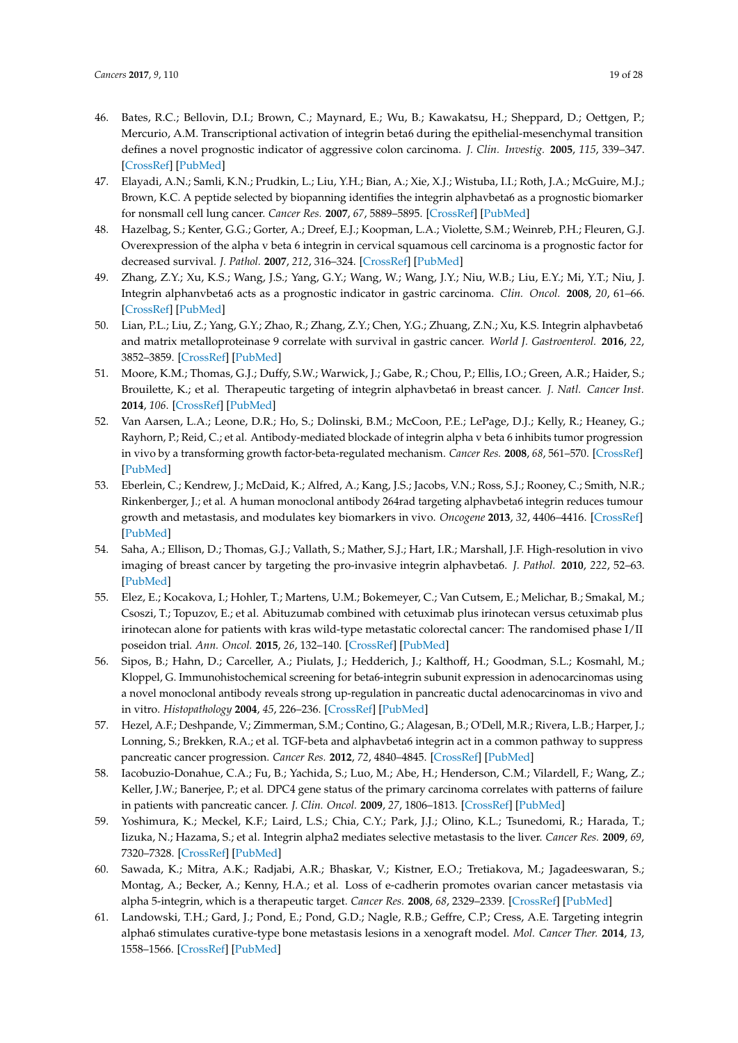46. Bates, R.C.; Bellovin, D.I.; Brown, C.; Maynard, E.; Wu, B.; Kawakatsu, H.; Sheppard, D.; Oettgen, P.; Mercurio, A.M. Transcriptional activation of integrin beta6 during the epithelial-mesenchymal transition defines a novel prognostic indicator of aggressive colon carcinoma. *J. Clin. Investig.* **2005**, *115*, 339–347. [CrossRef] [PubMed]
47. Elayadi, A.N.; Samli, K.N.; Prudkin, L.; Liu, Y.H.; Bian, A.; Xie, X.J.; Wistuba, I.I.; Roth, J.A.; McGuire, M.J.; Brown, K.C. A peptide selected by biopanning identifies the integrin alphavbeta6 as a prognostic biomarker for nonsmall cell lung cancer. *Cancer Res.* **2007**, *67*, 5889–5895. [CrossRef] [PubMed]
48. Hazelbag, S.; Kenter, G.G.; Gorter, A.; Dreef, E.J.; Koopman, L.A.; Violette, S.M.; Weinreb, P.H.; Fleuren, G.J. Overexpression of the alpha v beta 6 integrin in cervical squamous cell carcinoma is a prognostic factor for decreased survival. *J. Pathol.* **2007**, *212*, 316–324. [CrossRef] [PubMed]
49. Zhang, Z.Y.; Xu, K.S.; Wang, J.S.; Yang, G.Y.; Wang, W.; Wang, J.Y.; Niu, W.B.; Liu, E.Y.; Mi, Y.T.; Niu, J. Integrin alphanvbeta6 acts as a prognostic indicator in gastric carcinoma. *Clin. Oncol.* **2008**, *20*, 61–66. [CrossRef] [PubMed]
50. Lian, P.L.; Liu, Z.; Yang, G.Y.; Zhao, R.; Zhang, Z.Y.; Chen, Y.G.; Zhuang, Z.N.; Xu, K.S. Integrin alphavbeta6 and matrix metalloproteinase 9 correlate with survival in gastric cancer. *World J. Gastroenterol.* **2016**, *22*, 3852–3859. [CrossRef] [PubMed]
51. Moore, K.M.; Thomas, G.J.; Duffy, S.W.; Warwick, J.; Gabe, R.; Chou, P.; Ellis, I.O.; Green, A.R.; Haider, S.; Brouilette, K.; et al. Therapeutic targeting of integrin alphavbeta6 in breast cancer. *J. Natl. Cancer Inst.* **2014**, *106*. [CrossRef] [PubMed]
52. Van Aarsen, L.A.; Leone, D.R.; Ho, S.; Dolinski, B.M.; McCoon, P.E.; LePage, D.J.; Kelly, R.; Heaney, G.; Rayhorn, P.; Reid, C.; et al. Antibody-mediated blockade of integrin alpha v beta 6 inhibits tumor progression in vivo by a transforming growth factor-beta-regulated mechanism. *Cancer Res.* **2008**, *68*, 561–570. [CrossRef] [PubMed]
53. Eberlein, C.; Kendrew, J.; McDaid, K.; Alfred, A.; Kang, J.S.; Jacobs, V.N.; Ross, S.J.; Rooney, C.; Smith, N.R.; Rinkenberger, J.; et al. A human monoclonal antibody 264rad targeting alphavbeta6 integrin reduces tumour growth and metastasis, and modulates key biomarkers in vivo. *Oncogene* **2013**, *32*, 4406–4416. [CrossRef] [PubMed]
54. Saha, A.; Ellison, D.; Thomas, G.J.; Vallath, S.; Mather, S.J.; Hart, I.R.; Marshall, J.F. High-resolution in vivo imaging of breast cancer by targeting the pro-invasive integrin alphavbeta6. *J. Pathol.* **2010**, *222*, 52–63. [PubMed]
55. Elez, E.; Kocakova, I.; Hohler, T.; Martens, U.M.; Bokemeyer, C.; Van Cutsem, E.; Melichar, B.; Smakal, M.; Csoszi, T.; Topuzov, E.; et al. Abituzumab combined with cetuximab plus irinotecan versus cetuximab plus irinotecan alone for patients with kras wild-type metastatic colorectal cancer: The randomised phase I/II poseidon trial. *Ann. Oncol.* **2015**, *26*, 132–140. [CrossRef] [PubMed]
56. Sipos, B.; Hahn, D.; Carceller, A.; Piulats, J.; Hedderich, J.; Kalthoff, H.; Goodman, S.L.; Kosmahl, M.; Kloppel, G. Immunohistochemical screening for beta6-integrin subunit expression in adenocarcinomas using a novel monoclonal antibody reveals strong up-regulation in pancreatic ductal adenocarcinomas in vivo and in vitro. *Histopathology* **2004**, *45*, 226–236. [CrossRef] [PubMed]
57. Hezel, A.F.; Deshpande, V.; Zimmerman, S.M.; Contino, G.; Alagesan, B.; O'Dell, M.R.; Rivera, L.B.; Harper, J.; Lonning, S.; Brekken, R.A.; et al. TGF-beta and alphavbeta6 integrin act in a common pathway to suppress pancreatic cancer progression. *Cancer Res.* **2012**, *72*, 4840–4845. [CrossRef] [PubMed]
58. Iacobuzio-Donahue, C.A.; Fu, B.; Yachida, S.; Luo, M.; Abe, H.; Henderson, C.M.; Vilardell, F.; Wang, Z.; Keller, J.W.; Banerjee, P.; et al. DPC4 gene status of the primary carcinoma correlates with patterns of failure in patients with pancreatic cancer. *J. Clin. Oncol.* **2009**, *27*, 1806–1813. [CrossRef] [PubMed]
59. Yoshimura, K.; Meckel, K.F.; Laird, L.S.; Chia, C.Y.; Park, J.J.; Olino, K.L.; Tsunedomi, R.; Harada, T.; Iizuka, N.; Hazama, S.; et al. Integrin alpha2 mediates selective metastasis to the liver. *Cancer Res.* **2009**, *69*, 7320–7328. [CrossRef] [PubMed]
60. Sawada, K.; Mitra, A.K.; Radjabi, A.R.; Bhaskar, V.; Kistner, E.O.; Tretiakova, M.; Jagadeeswaran, S.; Montag, A.; Becker, A.; Kenny, H.A.; et al. Loss of e-cadherin promotes ovarian cancer metastasis via alpha 5-integrin, which is a therapeutic target. *Cancer Res.* **2008**, *68*, 2329–2339. [CrossRef] [PubMed]
61. Landowski, T.H.; Gard, J.; Pond, E.; Pond, G.D.; Nagle, R.B.; Geffre, C.P.; Cress, A.E. Targeting integrin alpha6 stimulates curative-type bone metastasis lesions in a xenograft model. *Mol. Cancer Ther.* **2014**, *13*, 1558–1566. [CrossRef] [PubMed]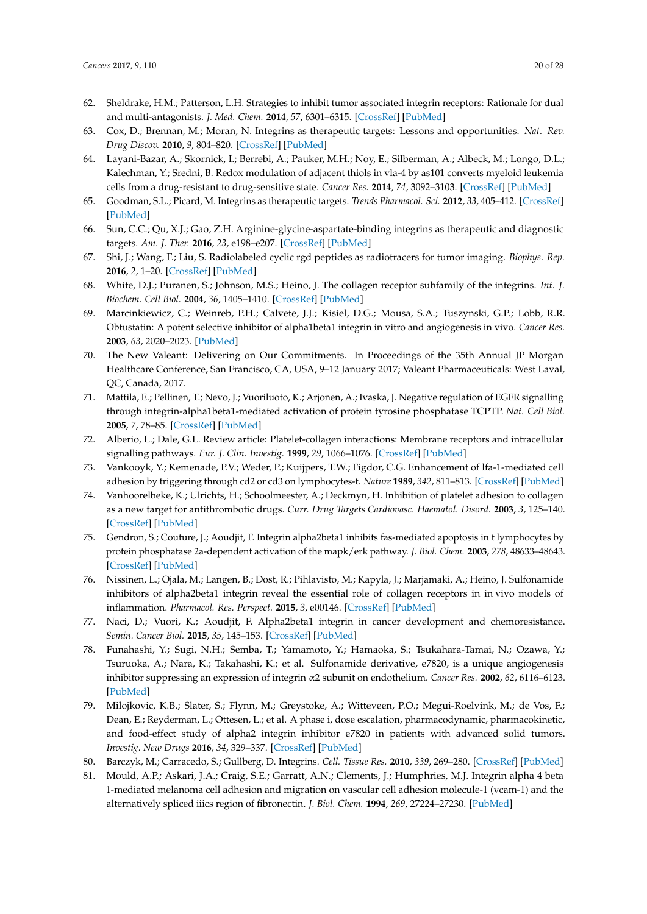62. Sheldrake, H.M.; Patterson, L.H. Strategies to inhibit tumor associated integrin receptors: Rationale for dual and multi-antagonists. *J. Med. Chem.* **2014**, *57*, 6301–6315. [CrossRef] [PubMed]
63. Cox, D.; Brennan, M.; Moran, N. Integrins as therapeutic targets: Lessons and opportunities. *Nat. Rev. Drug Discov.* **2010**, *9*, 804–820. [CrossRef] [PubMed]
64. Layani-Bazar, A.; Skornick, I.; Berrebi, A.; Pauker, M.H.; Noy, E.; Silberman, A.; Albeck, M.; Longo, D.L.; Kalechman, Y.; Sredni, B. Redox modulation of adjacent thiols in vla-4 by as101 converts myeloid leukemia cells from a drug-resistant to drug-sensitive state. *Cancer Res.* **2014**, *74*, 3092–3103. [CrossRef] [PubMed]
65. Goodman, S.L.; Picard, M. Integrins as therapeutic targets. *Trends Pharmacol. Sci.* **2012**, *33*, 405–412. [CrossRef] [PubMed]
66. Sun, C.C.; Qu, X.J.; Gao, Z.H. Arginine-glycine-aspartate-binding integrins as therapeutic and diagnostic targets. *Am. J. Ther.* **2016**, *23*, e198–e207. [CrossRef] [PubMed]
67. Shi, J.; Wang, F.; Liu, S. Radiolabeled cyclic rgd peptides as radiotracers for tumor imaging. *Biophys. Rep.* **2016**, *2*, 1–20. [CrossRef] [PubMed]
68. White, D.J.; Puranen, S.; Johnson, M.S.; Heino, J. The collagen receptor subfamily of the integrins. *Int. J. Biochem. Cell Biol.* **2004**, *36*, 1405–1410. [CrossRef] [PubMed]
69. Marcinkiewicz, C.; Weinreb, P.H.; Calvete, J.J.; Kisiel, D.G.; Mousa, S.A.; Tuszynski, G.P.; Lobb, R.R. Obtustatin: A potent selective inhibitor of alpha1beta1 integrin in vitro and angiogenesis in vivo. *Cancer Res.* **2003**, *63*, 2020–2023. [PubMed]
70. The New Valeant: Delivering on Our Commitments. In Proceedings of the 35th Annual JP Morgan Healthcare Conference, San Francisco, CA, USA, 9–12 January 2017; Valeant Pharmaceuticals: West Laval, QC, Canada, 2017.
71. Mattila, E.; Pellinen, T.; Nevo, J.; Vuoriluoto, K.; Arjonen, A.; Ivaska, J. Negative regulation of EGFR signalling through integrin-alpha1beta1-mediated activation of protein tyrosine phosphatase TCPTP. *Nat. Cell Biol.* **2005**, *7*, 78–85. [CrossRef] [PubMed]
72. Alberio, L.; Dale, G.L. Review article: Platelet-collagen interactions: Membrane receptors and intracellular signalling pathways. *Eur. J. Clin. Investig.* **1999**, *29*, 1066–1076. [CrossRef] [PubMed]
73. Vankooyk, Y.; Kemenade, P.V.; Weder, P.; Kuijpers, T.W.; Figdor, C.G. Enhancement of lfa-1-mediated cell adhesion by triggering through cd2 or cd3 on lymphocytes-t. *Nature* **1989**, *342*, 811–813. [CrossRef] [PubMed]
74. Vanhoorelbeke, K.; Ulrichts, H.; Schoolmeester, A.; Deckmyn, H. Inhibition of platelet adhesion to collagen as a new target for antithrombotic drugs. *Curr. Drug Targets Cardiovasc. Haematol. Disord.* **2003**, *3*, 125–140. [CrossRef] [PubMed]
75. Gendron, S.; Couture, J.; Aoudjit, F. Integrin alpha2beta1 inhibits fas-mediated apoptosis in t lymphocytes by protein phosphatase 2a-dependent activation of the mapk/erk pathway. *J. Biol. Chem.* **2003**, *278*, 48633–48643. [CrossRef] [PubMed]
76. Nissinen, L.; Ojala, M.; Langen, B.; Dost, R.; Pihlavisto, M.; Kapyla, J.; Marjamaki, A.; Heino, J. Sulfonamide inhibitors of alpha2beta1 integrin reveal the essential role of collagen receptors in in vivo models of inflammation. *Pharmacol. Res. Perspect.* **2015**, *3*, e00146. [CrossRef] [PubMed]
77. Naci, D.; Vuori, K.; Aoudjit, F. Alpha2beta1 integrin in cancer development and chemoresistance. *Semin. Cancer Biol.* **2015**, *35*, 145–153. [CrossRef] [PubMed]
78. Funahashi, Y.; Sugi, N.H.; Semba, T.; Yamamoto, Y.; Hamaoka, S.; Tsukahara-Tamai, N.; Ozawa, Y.; Tsuruoka, A.; Nara, K.; Takahashi, K.; et al. Sulfonamide derivative, e7820, is a unique angiogenesis inhibitor suppressing an expression of integrin $\alpha$2 subunit on endothelium. *Cancer Res.* **2002**, *62*, 6116–6123. [PubMed]
79. Milojkovic, K.B.; Slater, S.; Flynn, M.; Greystoke, A.; Witteveen, P.O.; Megui-Roelvink, M.; de Vos, F.; Dean, E.; Reyderman, L.; Ottesen, L.; et al. A phase i, dose escalation, pharmacodynamic, pharmacokinetic, and food-effect study of alpha2 integrin inhibitor e7820 in patients with advanced solid tumors. *Investig. New Drugs* **2016**, *34*, 329–337. [CrossRef] [PubMed]
80. Barczyk, M.; Carracedo, S.; Gullberg, D. Integrins. *Cell. Tissue Res.* **2010**, *339*, 269–280. [CrossRef] [PubMed]
81. Mould, A.P.; Askari, J.A.; Craig, S.E.; Garratt, A.N.; Clements, J.; Humphries, M.J. Integrin alpha 4 beta 1-mediated melanoma cell adhesion and migration on vascular cell adhesion molecule-1 (vcam-1) and the alternatively spliced iiics region of fibronectin. *J. Biol. Chem.* **1994**, *269*, 27224–27230. [PubMed]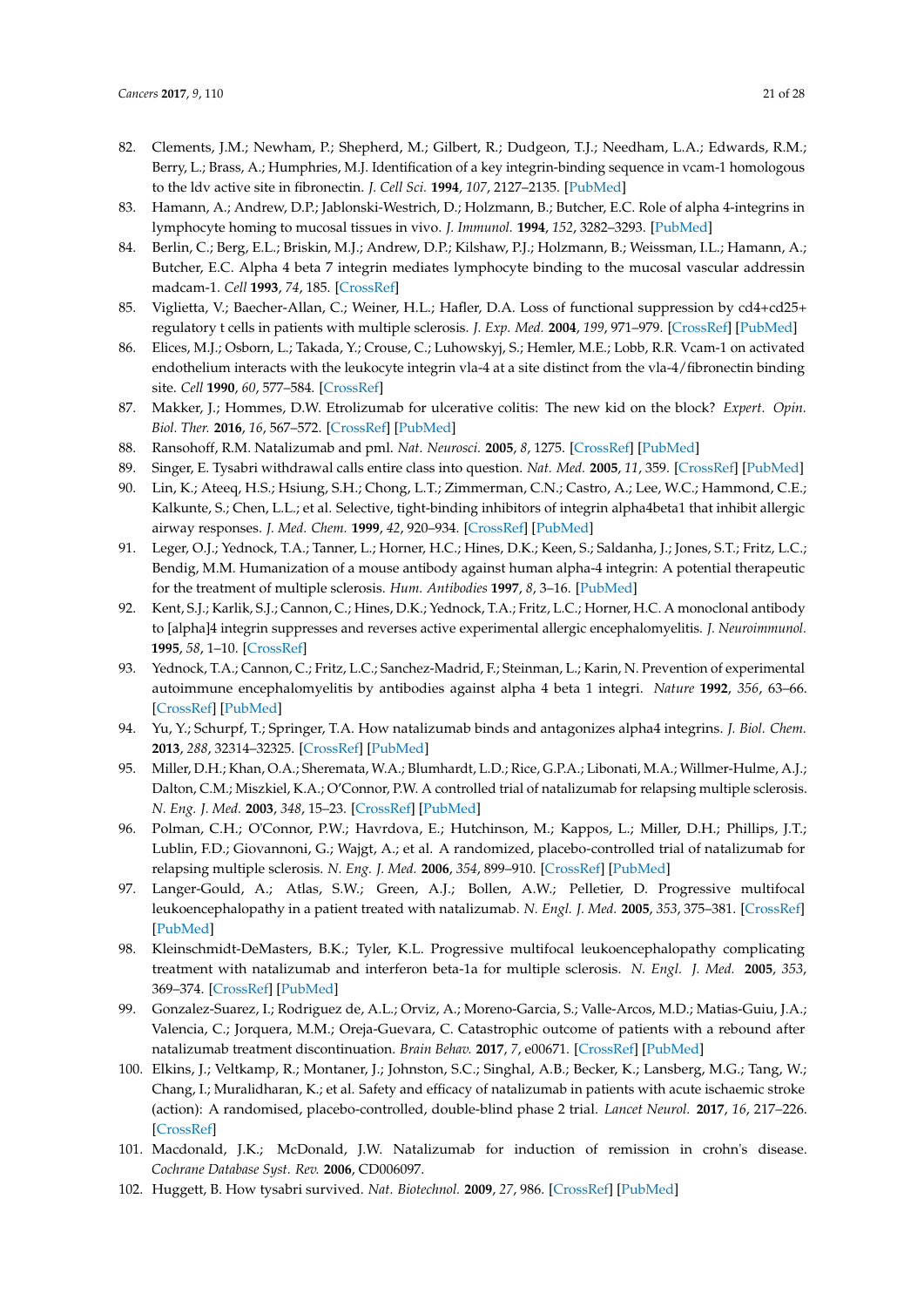82. Clements, J.M.; Newham, P.; Shepherd, M.; Gilbert, R.; Dudgeon, T.J.; Needham, L.A.; Edwards, R.M.; Berry, L.; Brass, A.; Humphries, M.J. Identification of a key integrin-binding sequence in vcam-1 homologous to the ldv active site in fibronectin. *J. Cell Sci.* **1994**, *107*, 2127–2135. [PubMed]
83. Hamann, A.; Andrew, D.P.; Jablonski-Westrich, D.; Holzmann, B.; Butcher, E.C. Role of alpha 4-integrins in lymphocyte homing to mucosal tissues in vivo. *J. Immunol.* **1994**, *152*, 3282–3293. [PubMed]
84. Berlin, C.; Berg, E.L.; Briskin, M.J.; Andrew, D.P.; Kilshaw, P.J.; Holzmann, B.; Weissman, I.L.; Hamann, A.; Butcher, E.C. Alpha 4 beta 7 integrin mediates lymphocyte binding to the mucosal vascular addressin madcam-1. *Cell* **1993**, *74*, 185. [CrossRef]
85. Viglietta, V.; Baecher-Allan, C.; Weiner, H.L.; Hafler, D.A. Loss of functional suppression by cd4+cd25+ regulatory t cells in patients with multiple sclerosis. *J. Exp. Med.* **2004**, *199*, 971–979. [CrossRef] [PubMed]
86. Elices, M.J.; Osborn, L.; Takada, Y.; Crouse, C.; Luhowskyj, S.; Hemler, M.E.; Lobb, R.R. Vcam-1 on activated endothelium interacts with the leukocyte integrin vla-4 at a site distinct from the vla-4/fibronectin binding site. *Cell* **1990**, *60*, 577–584. [CrossRef]
87. Makker, J.; Hommes, D.W. Etrolizumab for ulcerative colitis: The new kid on the block? *Expert. Opin. Biol. Ther.* **2016**, *16*, 567–572. [CrossRef] [PubMed]
88. Ransohoff, R.M. Natalizumab and pml. *Nat. Neurosci.* **2005**, *8*, 1275. [CrossRef] [PubMed]
89. Singer, E. Tysabri withdrawal calls entire class into question. *Nat. Med.* **2005**, *11*, 359. [CrossRef] [PubMed]
90. Lin, K.; Ateeq, H.S.; Hsiung, S.H.; Chong, L.T.; Zimmerman, C.N.; Castro, A.; Lee, W.C.; Hammond, C.E.; Kalkunte, S.; Chen, L.L.; et al. Selective, tight-binding inhibitors of integrin alpha4beta1 that inhibit allergic airway responses. *J. Med. Chem.* **1999**, *42*, 920–934. [CrossRef] [PubMed]
91. Leger, O.J.; Yednock, T.A.; Tanner, L.; Horner, H.C.; Hines, D.K.; Keen, S.; Saldanha, J.; Jones, S.T.; Fritz, L.C.; Bendig, M.M. Humanization of a mouse antibody against human alpha-4 integrin: A potential therapeutic for the treatment of multiple sclerosis. *Hum. Antibodies* **1997**, *8*, 3–16. [PubMed]
92. Kent, S.J.; Karlik, S.J.; Cannon, C.; Hines, D.K.; Yednock, T.A.; Fritz, L.C.; Horner, H.C. A monoclonal antibody to [alpha]4 integrin suppresses and reverses active experimental allergic encephalomyelitis. *J. Neuroimmunol.* **1995**, *58*, 1–10. [CrossRef]
93. Yednock, T.A.; Cannon, C.; Fritz, L.C.; Sanchez-Madrid, F.; Steinman, L.; Karin, N. Prevention of experimental autoimmune encephalomyelitis by antibodies against alpha 4 beta 1 integri. *Nature* **1992**, *356*, 63–66. [CrossRef] [PubMed]
94. Yu, Y.; Schurpf, T.; Springer, T.A. How natalizumab binds and antagonizes alpha4 integrins. *J. Biol. Chem.* **2013**, *288*, 32314–32325. [CrossRef] [PubMed]
95. Miller, D.H.; Khan, O.A.; Sheremata, W.A.; Blumhardt, L.D.; Rice, G.P.A.; Libonati, M.A.; Willmer-Hulme, A.J.; Dalton, C.M.; Miszkiel, K.A.; O'Connor, P.W. A controlled trial of natalizumab for relapsing multiple sclerosis. *N. Eng. J. Med.* **2003**, *348*, 15–23. [CrossRef] [PubMed]
96. Polman, C.H.; O'Connor, P.W.; Havrdova, E.; Hutchinson, M.; Kappos, L.; Miller, D.H.; Phillips, J.T.; Lublin, F.D.; Giovannoni, G.; Wajgt, A.; et al. A randomized, placebo-controlled trial of natalizumab for relapsing multiple sclerosis. *N. Eng. J. Med.* **2006**, *354*, 899–910. [CrossRef] [PubMed]
97. Langer-Gould, A.; Atlas, S.W.; Green, A.J.; Bollen, A.W.; Pelletier, D. Progressive multifocal leukoencephalopathy in a patient treated with natalizumab. *N. Engl. J. Med.* **2005**, *353*, 375–381. [CrossRef] [PubMed]
98. Kleinschmidt-DeMasters, B.K.; Tyler, K.L. Progressive multifocal leukoencephalopathy complicating treatment with natalizumab and interferon beta-1a for multiple sclerosis. *N. Engl. J. Med.* **2005**, *353*, 369–374. [CrossRef] [PubMed]
99. Gonzalez-Suarez, I.; Rodriguez de, A.L.; Orviz, A.; Moreno-Garcia, S.; Valle-Arcos, M.D.; Matias-Guiu, J.A.; Valencia, C.; Jorquera, M.M.; Oreja-Guevara, C. Catastrophic outcome of patients with a rebound after natalizumab treatment discontinuation. *Brain Behav.* **2017**, *7*, e00671. [CrossRef] [PubMed]
100. Elkins, J.; Veltkamp, R.; Montaner, J.; Johnston, S.C.; Singhal, A.B.; Becker, K.; Lansberg, M.G.; Tang, W.; Chang, I.; Muralidharan, K.; et al. Safety and efficacy of natalizumab in patients with acute ischaemic stroke (action): A randomised, placebo-controlled, double-blind phase 2 trial. *Lancet Neurol.* **2017**, *16*, 217–226. [CrossRef]
101. Macdonald, J.K.; McDonald, J.W. Natalizumab for induction of remission in crohn's disease. *Cochrane Database Syst. Rev.* **2006**, CD006097.
102. Huggett, B. How tysabri survived. *Nat. Biotechnol.* **2009**, *27*, 986. [CrossRef] [PubMed]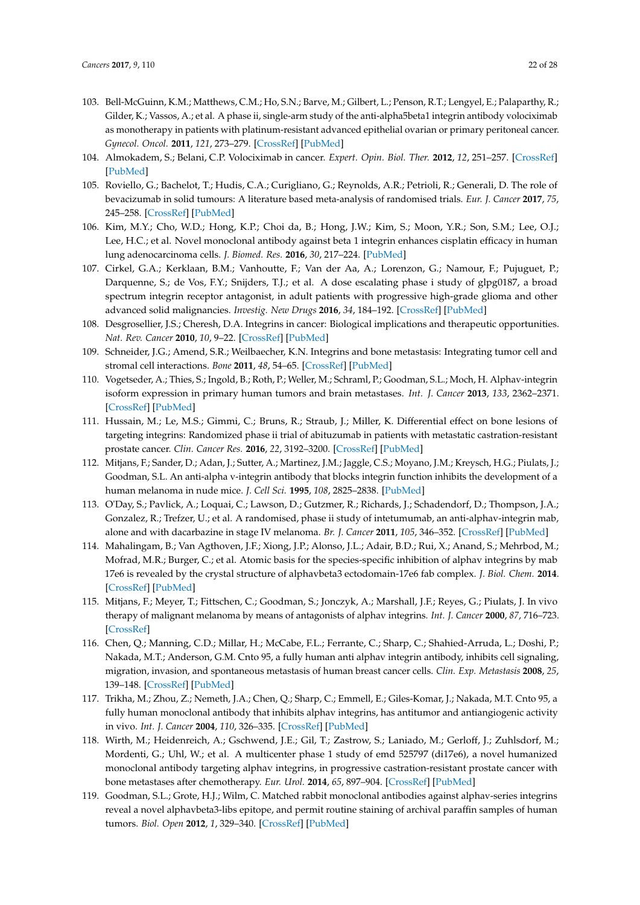103. Bell-McGuinn, K.M.; Matthews, C.M.; Ho, S.N.; Barve, M.; Gilbert, L.; Penson, R.T.; Lengyel, E.; Palaparthy, R.; Gilder, K.; Vassos, A.; et al. A phase ii, single-arm study of the anti-alpha5beta1 integrin antibody volociximab as monotherapy in patients with platinum-resistant advanced epithelial ovarian or primary peritoneal cancer. *Gynecol. Oncol.* **2011**, *121*, 273–279. [CrossRef] [PubMed]
104. Almokadem, S.; Belani, C.P. Volociximab in cancer. *Expert. Opin. Biol. Ther.* **2012**, *12*, 251–257. [CrossRef] [PubMed]
105. Roviello, G.; Bachelot, T.; Hudis, C.A.; Curigliano, G.; Reynolds, A.R.; Petrioli, R.; Generali, D. The role of bevacizumab in solid tumours: A literature based meta-analysis of randomised trials. *Eur. J. Cancer* **2017**, *75*, 245–258. [CrossRef] [PubMed]
106. Kim, M.Y.; Cho, W.D.; Hong, K.P.; Choi da, B.; Hong, J.W.; Kim, S.; Moon, Y.R.; Son, S.M.; Lee, O.J.; Lee, H.C.; et al. Novel monoclonal antibody against beta 1 integrin enhances cisplatin efficacy in human lung adenocarcinoma cells. *J. Biomed. Res.* **2016**, *30*, 217–224. [PubMed]
107. Cirkel, G.A.; Kerklaan, B.M.; Vanhoutte, F.; Van der Aa, A.; Lorenzon, G.; Namour, F.; Pujuguet, P.; Darquenne, S.; de Vos, F.Y.; Snijders, T.J.; et al. A dose escalating phase i study of glpg0187, a broad spectrum integrin receptor antagonist, in adult patients with progressive high-grade glioma and other advanced solid malignancies. *Investig. New Drugs* **2016**, *34*, 184–192. [CrossRef] [PubMed]
108. Desgrosellier, J.S.; Cheresh, D.A. Integrins in cancer: Biological implications and therapeutic opportunities. *Nat. Rev. Cancer* **2010**, *10*, 9–22. [CrossRef] [PubMed]
109. Schneider, J.G.; Amend, S.R.; Weilbaecher, K.N. Integrins and bone metastasis: Integrating tumor cell and stromal cell interactions. *Bone* **2011**, *48*, 54–65. [CrossRef] [PubMed]
110. Vogetseder, A.; Thies, S.; Ingold, B.; Roth, P.; Weller, M.; Schraml, P.; Goodman, S.L.; Moch, H. Alphav-integrin isoform expression in primary human tumors and brain metastases. *Int. J. Cancer* **2013**, *133*, 2362–2371. [CrossRef] [PubMed]
111. Hussain, M.; Le, M.S.; Gimmi, C.; Bruns, R.; Straub, J.; Miller, K. Differential effect on bone lesions of targeting integrins: Randomized phase ii trial of abituzumab in patients with metastatic castration-resistant prostate cancer. *Clin. Cancer Res.* **2016**, *22*, 3192–3200. [CrossRef] [PubMed]
112. Mitjans, F.; Sander, D.; Adan, J.; Sutter, A.; Martinez, J.M.; Jaggle, C.S.; Moyano, J.M.; Kreysch, H.G.; Piulats, J.; Goodman, S.L. An anti-alpha v-integrin antibody that blocks integrin function inhibits the development of a human melanoma in nude mice. *J. Cell Sci.* **1995**, *108*, 2825–2838. [PubMed]
113. O'Day, S.; Pavlick, A.; Loquai, C.; Lawson, D.; Gutzmer, R.; Richards, J.; Schadendorf, D.; Thompson, J.A.; Gonzalez, R.; Trefzer, U.; et al. A randomised, phase ii study of intetumumab, an anti-alphav-integrin mab, alone and with dacarbazine in stage IV melanoma. *Br. J. Cancer* **2011**, *105*, 346–352. [CrossRef] [PubMed]
114. Mahalingam, B.; Van Agthoven, J.F.; Xiong, J.P.; Alonso, J.L.; Adair, B.D.; Rui, X.; Anand, S.; Mehrbod, M.; Mofrad, M.R.; Burger, C.; et al. Atomic basis for the species-specific inhibition of alphav integrins by mab 17e6 is revealed by the crystal structure of alphavbeta3 ectodomain-17e6 fab complex. *J. Biol. Chem.* **2014**. [CrossRef] [PubMed]
115. Mitjans, F.; Meyer, T.; Fittschen, C.; Goodman, S.; Jonczyk, A.; Marshall, J.F.; Reyes, G.; Piulats, J. In vivo therapy of malignant melanoma by means of antagonists of alphav integrins. *Int. J. Cancer* **2000**, *87*, 716–723. [CrossRef]
116. Chen, Q.; Manning, C.D.; Millar, H.; McCabe, F.L.; Ferrante, C.; Sharp, C.; Shahied-Arruda, L.; Doshi, P.; Nakada, M.T.; Anderson, G.M. Cnto 95, a fully human anti alphav integrin antibody, inhibits cell signaling, migration, invasion, and spontaneous metastasis of human breast cancer cells. *Clin. Exp. Metastasis* **2008**, *25*, 139–148. [CrossRef] [PubMed]
117. Trikha, M.; Zhou, Z.; Nemeth, J.A.; Chen, Q.; Sharp, C.; Emmell, E.; Giles-Komar, J.; Nakada, M.T. Cnto 95, a fully human monoclonal antibody that inhibits alphav integrins, has antitumor and antiangiogenic activity in vivo. *Int. J. Cancer* **2004**, *110*, 326–335. [CrossRef] [PubMed]
118. Wirth, M.; Heidenreich, A.; Gschwend, J.E.; Gil, T.; Zastrow, S.; Laniado, M.; Gerloff, J.; Zuhlsdorf, M.; Mordenti, G.; Uhl, W.; et al. A multicenter phase 1 study of emd 525797 (di17e6), a novel humanized monoclonal antibody targeting alphav integrins, in progressive castration-resistant prostate cancer with bone metastases after chemotherapy. *Eur. Urol.* **2014**, *65*, 897–904. [CrossRef] [PubMed]
119. Goodman, S.L.; Grote, H.J.; Wilm, C. Matched rabbit monoclonal antibodies against alphav-series integrins reveal a novel alphavbeta3-libs epitope, and permit routine staining of archival paraffin samples of human tumors. *Biol. Open* **2012**, *1*, 329–340. [CrossRef] [PubMed]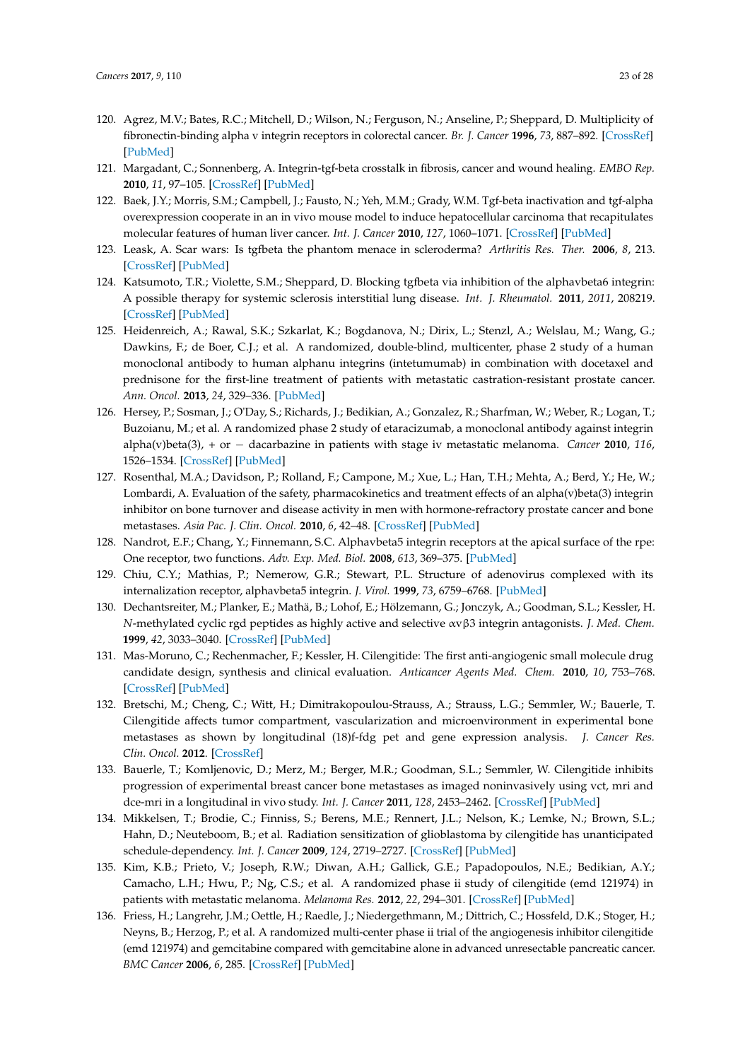120. Agrez, M.V.; Bates, R.C.; Mitchell, D.; Wilson, N.; Ferguson, N.; Anseline, P.; Sheppard, D. Multiplicity of fibronectin-binding alpha v integrin receptors in colorectal cancer. *Br. J. Cancer* **1996**, *73*, 887–892. [CrossRef] [PubMed]
121. Margadant, C.; Sonnenberg, A. Integrin-tgf-beta crosstalk in fibrosis, cancer and wound healing. *EMBO Rep.* **2010**, *11*, 97–105. [CrossRef] [PubMed]
122. Baek, J.Y.; Morris, S.M.; Campbell, J.; Fausto, N.; Yeh, M.M.; Grady, W.M. Tgf-beta inactivation and tgf-alpha overexpression cooperate in an in vivo mouse model to induce hepatocellular carcinoma that recapitulates molecular features of human liver cancer. *Int. J. Cancer* **2010**, *127*, 1060–1071. [CrossRef] [PubMed]
123. Leask, A. Scar wars: Is tgfbeta the phantom menace in scleroderma? *Arthritis Res. Ther.* **2006**, *8*, 213. [CrossRef] [PubMed]
124. Katsumoto, T.R.; Violette, S.M.; Sheppard, D. Blocking tgfbeta via inhibition of the alphavbeta6 integrin: A possible therapy for systemic sclerosis interstitial lung disease. *Int. J. Rheumatol.* **2011**, *2011*, 208219. [CrossRef] [PubMed]
125. Heidenreich, A.; Rawal, S.K.; Szkarlat, K.; Bogdanova, N.; Dirix, L.; Stenzl, A.; Welslau, M.; Wang, G.; Dawkins, F.; de Boer, C.J.; et al. A randomized, double-blind, multicenter, phase 2 study of a human monoclonal antibody to human alphanu integrins (intetumumab) in combination with docetaxel and prednisone for the first-line treatment of patients with metastatic castration-resistant prostate cancer. *Ann. Oncol.* **2013**, *24*, 329–336. [PubMed]
126. Hersey, P.; Sosman, J.; O'Day, S.; Richards, J.; Bedikian, A.; Gonzalez, R.; Sharfman, W.; Weber, R.; Logan, T.; Buzoianu, M.; et al. A randomized phase 2 study of etaracizumab, a monoclonal antibody against integrin alpha(v)beta(3), + or − dacarbazine in patients with stage iv metastatic melanoma. *Cancer* **2010**, *116*, 1526–1534. [CrossRef] [PubMed]
127. Rosenthal, M.A.; Davidson, P.; Rolland, F.; Campone, M.; Xue, L.; Han, T.H.; Mehta, A.; Berd, Y.; He, W.; Lombardi, A. Evaluation of the safety, pharmacokinetics and treatment effects of an alpha(v)beta(3) integrin inhibitor on bone turnover and disease activity in men with hormone-refractory prostate cancer and bone metastases. *Asia Pac. J. Clin. Oncol.* **2010**, *6*, 42–48. [CrossRef] [PubMed]
128. Nandrot, E.F.; Chang, Y.; Finnemann, S.C. Alphavbeta5 integrin receptors at the apical surface of the rpe: One receptor, two functions. *Adv. Exp. Med. Biol.* **2008**, *613*, 369–375. [PubMed]
129. Chiu, C.Y.; Mathias, P.; Nemerow, G.R.; Stewart, P.L. Structure of adenovirus complexed with its internalization receptor, alphavbeta5 integrin. *J. Virol.* **1999**, *73*, 6759–6768. [PubMed]
130. Dechantsreiter, M.; Planker, E.; Mathä, B.; Lohof, E.; Hölzemann, G.; Jonczyk, A.; Goodman, S.L.; Kessler, H. *N*-methylated cyclic rgd peptides as highly active and selective αvβ3 integrin antagonists. *J. Med. Chem.* **1999**, *42*, 3033–3040. [CrossRef] [PubMed]
131. Mas-Moruno, C.; Rechenmacher, F.; Kessler, H. Cilengitide: The first anti-angiogenic small molecule drug candidate design, synthesis and clinical evaluation. *Anticancer Agents Med. Chem.* **2010**, *10*, 753–768. [CrossRef] [PubMed]
132. Bretschi, M.; Cheng, C.; Witt, H.; Dimitrakopoulou-Strauss, A.; Strauss, L.G.; Semmler, W.; Bauerle, T. Cilengitide affects tumor compartment, vascularization and microenvironment in experimental bone metastases as shown by longitudinal (18)f-fdg pet and gene expression analysis. *J. Cancer Res. Clin. Oncol.* **2012**. [CrossRef]
133. Bauerle, T.; Komljenovic, D.; Merz, M.; Berger, M.R.; Goodman, S.L.; Semmler, W. Cilengitide inhibits progression of experimental breast cancer bone metastases as imaged noninvasively using vct, mri and dce-mri in a longitudinal in vivo study. *Int. J. Cancer* **2011**, *128*, 2453–2462. [CrossRef] [PubMed]
134. Mikkelsen, T.; Brodie, C.; Finniss, S.; Berens, M.E.; Rennert, J.L.; Nelson, K.; Lemke, N.; Brown, S.L.; Hahn, D.; Neuteboom, B.; et al. Radiation sensitization of glioblastoma by cilengitide has unanticipated schedule-dependency. *Int. J. Cancer* **2009**, *124*, 2719–2727. [CrossRef] [PubMed]
135. Kim, K.B.; Prieto, V.; Joseph, R.W.; Diwan, A.H.; Gallick, G.E.; Papadopoulos, N.E.; Bedikian, A.Y.; Camacho, L.H.; Hwu, P.; Ng, C.S.; et al. A randomized phase ii study of cilengitide (emd 121974) in patients with metastatic melanoma. *Melanoma Res.* **2012**, *22*, 294–301. [CrossRef] [PubMed]
136. Friess, H.; Langrehr, J.M.; Oettle, H.; Raedle, J.; Niedergethmann, M.; Dittrich, C.; Hossfeld, D.K.; Stoger, H.; Neyns, B.; Herzog, P.; et al. A randomized multi-center phase ii trial of the angiogenesis inhibitor cilengitide (emd 121974) and gemcitabine compared with gemcitabine alone in advanced unresectable pancreatic cancer. *BMC Cancer* **2006**, *6*, 285. [CrossRef] [PubMed]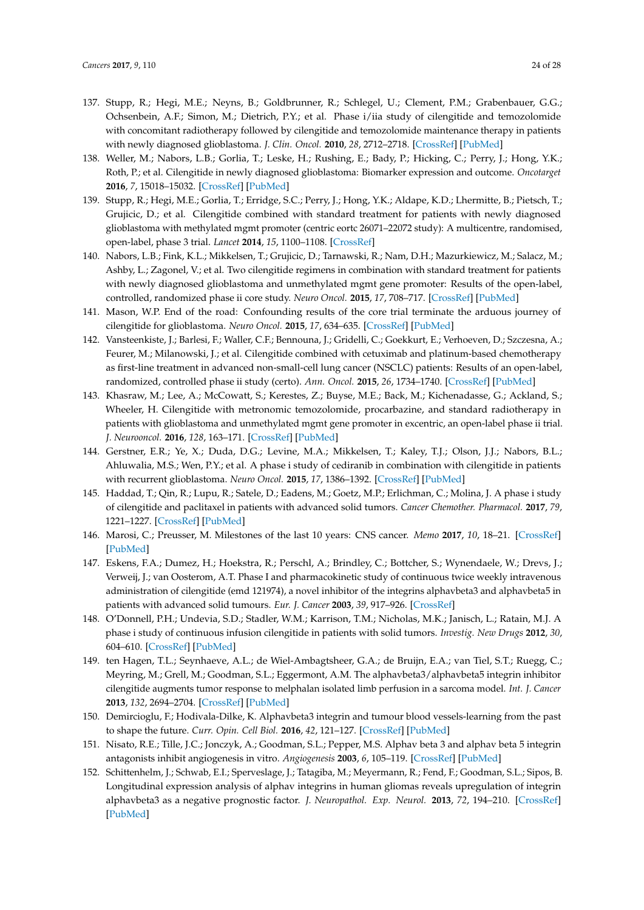137. Stupp, R.; Hegi, M.E.; Neyns, B.; Goldbrunner, R.; Schlegel, U.; Clement, P.M.; Grabenbauer, G.G.; Ochsenbein, A.F.; Simon, M.; Dietrich, P.Y.; et al. Phase i/iia study of cilengitide and temozolomide with concomitant radiotherapy followed by cilengitide and temozolomide maintenance therapy in patients with newly diagnosed glioblastoma. *J. Clin. Oncol.* **2010**, *28*, 2712–2718. [CrossRef] [PubMed]
138. Weller, M.; Nabors, L.B.; Gorlia, T.; Leske, H.; Rushing, E.; Bady, P.; Hicking, C.; Perry, J.; Hong, Y.K.; Roth, P.; et al. Cilengitide in newly diagnosed glioblastoma: Biomarker expression and outcome. *Oncotarget* **2016**, *7*, 15018–15032. [CrossRef] [PubMed]
139. Stupp, R.; Hegi, M.E.; Gorlia, T.; Erridge, S.C.; Perry, J.; Hong, Y.K.; Aldape, K.D.; Lhermitte, B.; Pietsch, T.; Grujicic, D.; et al. Cilengitide combined with standard treatment for patients with newly diagnosed glioblastoma with methylated mgmt promoter (centric eortc 26071–22072 study): A multicentre, randomised, open-label, phase 3 trial. *Lancet* **2014**, *15*, 1100–1108. [CrossRef]
140. Nabors, L.B.; Fink, K.L.; Mikkelsen, T.; Grujicic, D.; Tarnawski, R.; Nam, D.H.; Mazurkiewicz, M.; Salacz, M.; Ashby, L.; Zagonel, V.; et al. Two cilengitide regimens in combination with standard treatment for patients with newly diagnosed glioblastoma and unmethylated mgmt gene promoter: Results of the open-label, controlled, randomized phase ii core study. *Neuro Oncol.* **2015**, *17*, 708–717. [CrossRef] [PubMed]
141. Mason, W.P. End of the road: Confounding results of the core trial terminate the arduous journey of cilengitide for glioblastoma. *Neuro Oncol.* **2015**, *17*, 634–635. [CrossRef] [PubMed]
142. Vansteenkiste, J.; Barlesi, F.; Waller, C.F.; Bennouna, J.; Gridelli, C.; Goekkurt, E.; Verhoeven, D.; Szczesna, A.; Feurer, M.; Milanowski, J.; et al. Cilengitide combined with cetuximab and platinum-based chemotherapy as first-line treatment in advanced non-small-cell lung cancer (NSCLC) patients: Results of an open-label, randomized, controlled phase ii study (certo). *Ann. Oncol.* **2015**, *26*, 1734–1740. [CrossRef] [PubMed]
143. Khasraw, M.; Lee, A.; McCowatt, S.; Kerestes, Z.; Buyse, M.E.; Back, M.; Kichenadasse, G.; Ackland, S.; Wheeler, H. Cilengitide with metronomic temozolomide, procarbazine, and standard radiotherapy in patients with glioblastoma and unmethylated mgmt gene promoter in excentric, an open-label phase ii trial. *J. Neurooncol.* **2016**, *128*, 163–171. [CrossRef] [PubMed]
144. Gerstner, E.R.; Ye, X.; Duda, D.G.; Levine, M.A.; Mikkelsen, T.; Kaley, T.J.; Olson, J.J.; Nabors, B.L.; Ahluwalia, M.S.; Wen, P.Y.; et al. A phase i study of cediranib in combination with cilengitide in patients with recurrent glioblastoma. *Neuro Oncol.* **2015**, *17*, 1386–1392. [CrossRef] [PubMed]
145. Haddad, T.; Qin, R.; Lupu, R.; Satele, D.; Eadens, M.; Goetz, M.P.; Erlichman, C.; Molina, J. A phase i study of cilengitide and paclitaxel in patients with advanced solid tumors. *Cancer Chemother. Pharmacol.* **2017**, *79*, 1221–1227. [CrossRef] [PubMed]
146. Marosi, C.; Preusser, M. Milestones of the last 10 years: CNS cancer. *Memo* **2017**, *10*, 18–21. [CrossRef] [PubMed]
147. Eskens, F.A.; Dumez, H.; Hoekstra, R.; Perschl, A.; Brindley, C.; Bottcher, S.; Wynendaele, W.; Drevs, J.; Verweij, J.; van Oosterom, A.T. Phase I and pharmacokinetic study of continuous twice weekly intravenous administration of cilengitide (emd 121974), a novel inhibitor of the integrins alphavbeta3 and alphavbeta5 in patients with advanced solid tumours. *Eur. J. Cancer* **2003**, *39*, 917–926. [CrossRef]
148. O'Donnell, P.H.; Undevia, S.D.; Stadler, W.M.; Karrison, T.M.; Nicholas, M.K.; Janisch, L.; Ratain, M.J. A phase i study of continuous infusion cilengitide in patients with solid tumors. *Investig. New Drugs* **2012**, *30*, 604–610. [CrossRef] [PubMed]
149. ten Hagen, T.L.; Seynhaeve, A.L.; de Wiel-Ambagtsheer, G.A.; de Bruijn, E.A.; van Tiel, S.T.; Ruegg, C.; Meyring, M.; Grell, M.; Goodman, S.L.; Eggermont, A.M. The alphavbeta3/alphavbeta5 integrin inhibitor cilengitide augments tumor response to melphalan isolated limb perfusion in a sarcoma model. *Int. J. Cancer* **2013**, *132*, 2694–2704. [CrossRef] [PubMed]
150. Demircioglu, F.; Hodivala-Dilke, K. Alphavbeta3 integrin and tumour blood vessels-learning from the past to shape the future. *Curr. Opin. Cell Biol.* **2016**, *42*, 121–127. [CrossRef] [PubMed]
151. Nisato, R.E.; Tille, J.C.; Jonczyk, A.; Goodman, S.L.; Pepper, M.S. Alphav beta 3 and alphav beta 5 integrin antagonists inhibit angiogenesis in vitro. *Angiogenesis* **2003**, *6*, 105–119. [CrossRef] [PubMed]
152. Schittenhelm, J.; Schwab, E.I.; Sperveslage, J.; Tatagiba, M.; Meyermann, R.; Fend, F.; Goodman, S.L.; Sipos, B. Longitudinal expression analysis of alphav integrins in human gliomas reveals upregulation of integrin alphavbeta3 as a negative prognostic factor. *J. Neuropathol. Exp. Neurol.* **2013**, *72*, 194–210. [CrossRef] [PubMed]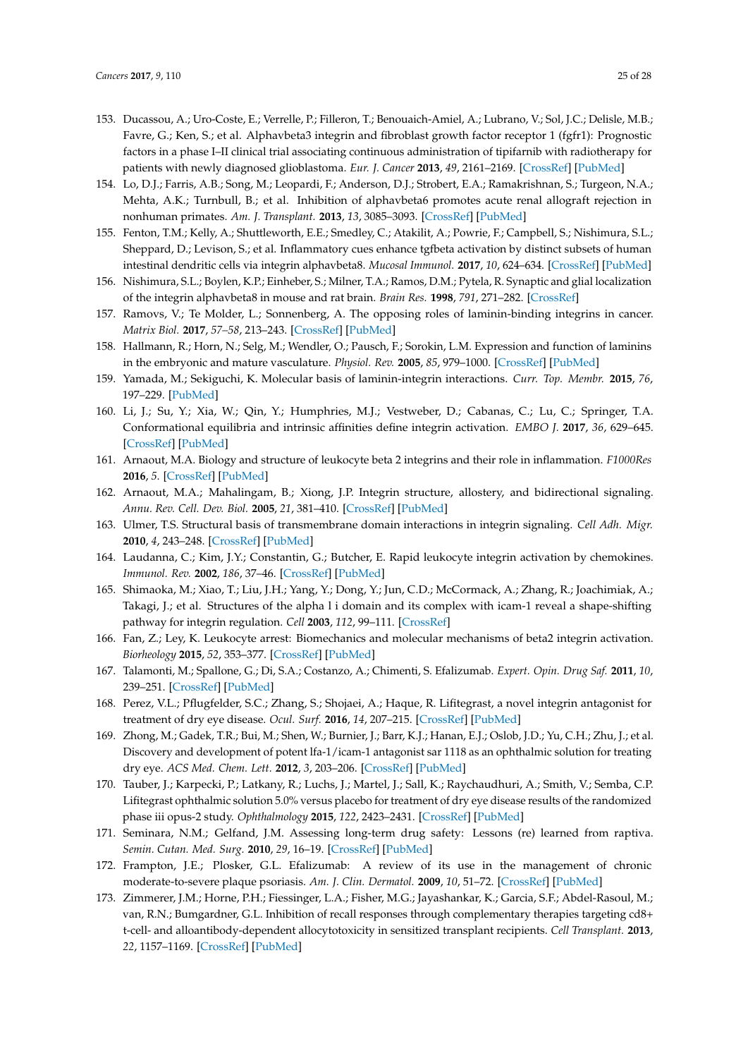153. Ducassou, A.; Uro-Coste, E.; Verrelle, P.; Filleron, T.; Benouaich-Amiel, A.; Lubrano, V.; Sol, J.C.; Delisle, M.B.; Favre, G.; Ken, S.; et al. Alphavbeta3 integrin and fibroblast growth factor receptor 1 (fgfr1): Prognostic factors in a phase I–II clinical trial associating continuous administration of tipifarnib with radiotherapy for patients with newly diagnosed glioblastoma. *Eur. J. Cancer* **2013**, *49*, 2161–2169. [CrossRef] [PubMed]
154. Lo, D.J.; Farris, A.B.; Song, M.; Leopardi, F.; Anderson, D.J.; Strobert, E.A.; Ramakrishnan, S.; Turgeon, N.A.; Mehta, A.K.; Turnbull, B.; et al. Inhibition of alphavbeta6 promotes acute renal allograft rejection in nonhuman primates. *Am. J. Transplant.* **2013**, *13*, 3085–3093. [CrossRef] [PubMed]
155. Fenton, T.M.; Kelly, A.; Shuttleworth, E.E.; Smedley, C.; Atakilit, A.; Powrie, F.; Campbell, S.; Nishimura, S.L.; Sheppard, D.; Levison, S.; et al. Inflammatory cues enhance tgfbeta activation by distinct subsets of human intestinal dendritic cells via integrin alphavbeta8. *Mucosal Immunol.* **2017**, *10*, 624–634. [CrossRef] [PubMed]
156. Nishimura, S.L.; Boylen, K.P.; Einheber, S.; Milner, T.A.; Ramos, D.M.; Pytela, R. Synaptic and glial localization of the integrin alphavbeta8 in mouse and rat brain. *Brain Res.* **1998**, *791*, 271–282. [CrossRef]
157. Ramovs, V.; Te Molder, L.; Sonnenberg, A. The opposing roles of laminin-binding integrins in cancer. *Matrix Biol.* **2017**, *57–58*, 213–243. [CrossRef] [PubMed]
158. Hallmann, R.; Horn, N.; Selg, M.; Wendler, O.; Pausch, F.; Sorokin, L.M. Expression and function of laminins in the embryonic and mature vasculature. *Physiol. Rev.* **2005**, *85*, 979–1000. [CrossRef] [PubMed]
159. Yamada, M.; Sekiguchi, K. Molecular basis of laminin-integrin interactions. *Curr. Top. Membr.* **2015**, *76*, 197–229. [PubMed]
160. Li, J.; Su, Y.; Xia, W.; Qin, Y.; Humphries, M.J.; Vestweber, D.; Cabanas, C.; Lu, C.; Springer, T.A. Conformational equilibria and intrinsic affinities define integrin activation. *EMBO J.* **2017**, *36*, 629–645. [CrossRef] [PubMed]
161. Arnaout, M.A. Biology and structure of leukocyte beta 2 integrins and their role in inflammation. *F1000Res* **2016**, *5*. [CrossRef] [PubMed]
162. Arnaout, M.A.; Mahalingam, B.; Xiong, J.P. Integrin structure, allostery, and bidirectional signaling. *Annu. Rev. Cell. Dev. Biol.* **2005**, *21*, 381–410. [CrossRef] [PubMed]
163. Ulmer, T.S. Structural basis of transmembrane domain interactions in integrin signaling. *Cell Adh. Migr.* **2010**, *4*, 243–248. [CrossRef] [PubMed]
164. Laudanna, C.; Kim, J.Y.; Constantin, G.; Butcher, E. Rapid leukocyte integrin activation by chemokines. *Immunol. Rev.* **2002**, *186*, 37–46. [CrossRef] [PubMed]
165. Shimaoka, M.; Xiao, T.; Liu, J.H.; Yang, Y.; Dong, Y.; Jun, C.D.; McCormack, A.; Zhang, R.; Joachimiak, A.; Takagi, J.; et al. Structures of the alpha l i domain and its complex with icam-1 reveal a shape-shifting pathway for integrin regulation. *Cell* **2003**, *112*, 99–111. [CrossRef]
166. Fan, Z.; Ley, K. Leukocyte arrest: Biomechanics and molecular mechanisms of beta2 integrin activation. *Biorheology* **2015**, *52*, 353–377. [CrossRef] [PubMed]
167. Talamonti, M.; Spallone, G.; Di, S.A.; Costanzo, A.; Chimenti, S. Efalizumab. *Expert. Opin. Drug Saf.* **2011**, *10*, 239–251. [CrossRef] [PubMed]
168. Perez, V.L.; Pflugfelder, S.C.; Zhang, S.; Shojaei, A.; Haque, R. Lifitegrast, a novel integrin antagonist for treatment of dry eye disease. *Ocul. Surf.* **2016**, *14*, 207–215. [CrossRef] [PubMed]
169. Zhong, M.; Gadek, T.R.; Bui, M.; Shen, W.; Burnier, J.; Barr, K.J.; Hanan, E.J.; Oslob, J.D.; Yu, C.H.; Zhu, J.; et al. Discovery and development of potent lfa-1/icam-1 antagonist sar 1118 as an ophthalmic solution for treating dry eye. *ACS Med. Chem. Lett.* **2012**, *3*, 203–206. [CrossRef] [PubMed]
170. Tauber, J.; Karpecki, P.; Latkany, R.; Luchs, J.; Martel, J.; Sall, K.; Raychaudhuri, A.; Smith, V.; Semba, C.P. Lifitegrast ophthalmic solution 5.0% versus placebo for treatment of dry eye disease results of the randomized phase iii opus-2 study. *Ophthalmology* **2015**, *122*, 2423–2431. [CrossRef] [PubMed]
171. Seminara, N.M.; Gelfand, J.M. Assessing long-term drug safety: Lessons (re) learned from raptiva. *Semin. Cutan. Med. Surg.* **2010**, *29*, 16–19. [CrossRef] [PubMed]
172. Frampton, J.E.; Plosker, G.L. Efalizumab: A review of its use in the management of chronic moderate-to-severe plaque psoriasis. *Am. J. Clin. Dermatol.* **2009**, *10*, 51–72. [CrossRef] [PubMed]
173. Zimmerer, J.M.; Horne, P.H.; Fiessinger, L.A.; Fisher, M.G.; Jayashankar, K.; Garcia, S.F.; Abdel-Rasoul, M.; van, R.N.; Bumgardner, G.L. Inhibition of recall responses through complementary therapies targeting cd8+ t-cell- and alloantibody-dependent allocytotoxicity in sensitized transplant recipients. *Cell Transplant.* **2013**, *22*, 1157–1169. [CrossRef] [PubMed]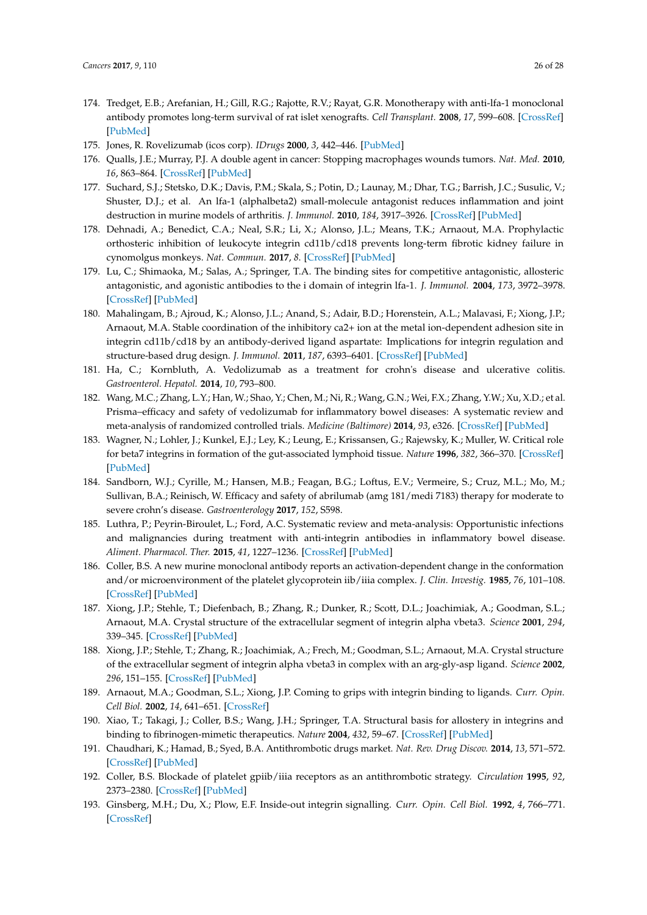174. Tredget, E.B.; Arefanian, H.; Gill, R.G.; Rajotte, R.V.; Rayat, G.R. Monotherapy with anti-lfa-1 monoclonal antibody promotes long-term survival of rat islet xenografts. *Cell Transplant.* **2008**, *17*, 599–608. [CrossRef] [PubMed]
175. Jones, R. Rovelizumab (icos corp). *IDrugs* **2000**, *3*, 442–446. [PubMed]
176. Qualls, J.E.; Murray, P.J. A double agent in cancer: Stopping macrophages wounds tumors. *Nat. Med.* **2010**, *16*, 863–864. [CrossRef] [PubMed]
177. Suchard, S.J.; Stetsko, D.K.; Davis, P.M.; Skala, S.; Potin, D.; Launay, M.; Dhar, T.G.; Barrish, J.C.; Susulic, V.; Shuster, D.J.; et al. An lfa-1 (alphabeta2) small-molecule antagonist reduces inflammation and joint destruction in murine models of arthritis. *J. Immunol.* **2010**, *184*, 3917–3926. [CrossRef] [PubMed]
178. Dehnadi, A.; Benedict, C.A.; Neal, S.R.; Li, X.; Alonso, J.L.; Means, T.K.; Arnaout, M.A. Prophylactic orthosteric inhibition of leukocyte integrin cd11b/cd18 prevents long-term fibrotic kidney failure in cynomolgus monkeys. *Nat. Commun.* **2017**, *8*. [CrossRef] [PubMed]
179. Lu, C.; Shimaoka, M.; Salas, A.; Springer, T.A. The binding sites for competitive antagonistic, allosteric antagonistic, and agonistic antibodies to the i domain of integrin lfa-1. *J. Immunol.* **2004**, *173*, 3972–3978. [CrossRef] [PubMed]
180. Mahalingam, B.; Ajroud, K.; Alonso, J.L.; Anand, S.; Adair, B.D.; Horenstein, A.L.; Malavasi, F.; Xiong, J.P.; Arnaout, M.A. Stable coordination of the inhibitory ca2+ ion at the metal ion-dependent adhesion site in integrin cd11b/cd18 by an antibody-derived ligand aspartate: Implications for integrin regulation and structure-based drug design. *J. Immunol.* **2011**, *187*, 6393–6401. [CrossRef] [PubMed]
181. Ha, C.; Kornbluth, A. Vedolizumab as a treatment for crohn's disease and ulcerative colitis. *Gastroenterol. Hepatol.* **2014**, *10*, 793–800.
182. Wang, M.C.; Zhang, L.Y.; Han, W.; Shao, Y.; Chen, M.; Ni, R.; Wang, G.N.; Wei, F.X.; Zhang, Y.W.; Xu, X.D.; et al. Prisma–efficacy and safety of vedolizumab for inflammatory bowel diseases: A systematic review and meta-analysis of randomized controlled trials. *Medicine (Baltimore)* **2014**, *93*, e326. [CrossRef] [PubMed]
183. Wagner, N.; Lohler, J.; Kunkel, E.J.; Ley, K.; Leung, E.; Krissansen, G.; Rajewsky, K.; Muller, W. Critical role for beta7 integrins in formation of the gut-associated lymphoid tissue. *Nature* **1996**, *382*, 366–370. [CrossRef] [PubMed]
184. Sandborn, W.J.; Cyrille, M.; Hansen, M.B.; Feagan, B.G.; Loftus, E.V.; Vermeire, S.; Cruz, M.L.; Mo, M.; Sullivan, B.A.; Reinisch, W. Efficacy and safety of abrilumab (amg 181/medi 7183) therapy for moderate to severe crohn's disease. *Gastroenterology* **2017**, *152*, S598.
185. Luthra, P.; Peyrin-Biroulet, L.; Ford, A.C. Systematic review and meta-analysis: Opportunistic infections and malignancies during treatment with anti-integrin antibodies in inflammatory bowel disease. *Aliment. Pharmacol. Ther.* **2015**, *41*, 1227–1236. [CrossRef] [PubMed]
186. Coller, B.S. A new murine monoclonal antibody reports an activation-dependent change in the conformation and/or microenvironment of the platelet glycoprotein iib/iiia complex. *J. Clin. Investig.* **1985**, *76*, 101–108. [CrossRef] [PubMed]
187. Xiong, J.P.; Stehle, T.; Diefenbach, B.; Zhang, R.; Dunker, R.; Scott, D.L.; Joachimiak, A.; Goodman, S.L.; Arnaout, M.A. Crystal structure of the extracellular segment of integrin alpha vbeta3. *Science* **2001**, *294*, 339–345. [CrossRef] [PubMed]
188. Xiong, J.P.; Stehle, T.; Zhang, R.; Joachimiak, A.; Frech, M.; Goodman, S.L.; Arnaout, M.A. Crystal structure of the extracellular segment of integrin alpha vbeta3 in complex with an arg-gly-asp ligand. *Science* **2002**, *296*, 151–155. [CrossRef] [PubMed]
189. Arnaout, M.A.; Goodman, S.L.; Xiong, J.P. Coming to grips with integrin binding to ligands. *Curr. Opin. Cell Biol.* **2002**, *14*, 641–651. [CrossRef]
190. Xiao, T.; Takagi, J.; Coller, B.S.; Wang, J.H.; Springer, T.A. Structural basis for allostery in integrins and binding to fibrinogen-mimetic therapeutics. *Nature* **2004**, *432*, 59–67. [CrossRef] [PubMed]
191. Chaudhari, K.; Hamad, B.; Syed, B.A. Antithrombotic drugs market. *Nat. Rev. Drug Discov.* **2014**, *13*, 571–572. [CrossRef] [PubMed]
192. Coller, B.S. Blockade of platelet gpiib/iiia receptors as an antithrombotic strategy. *Circulation* **1995**, *92*, 2373–2380. [CrossRef] [PubMed]
193. Ginsberg, M.H.; Du, X.; Plow, E.F. Inside-out integrin signalling. *Curr. Opin. Cell Biol.* **1992**, *4*, 766–771. [CrossRef]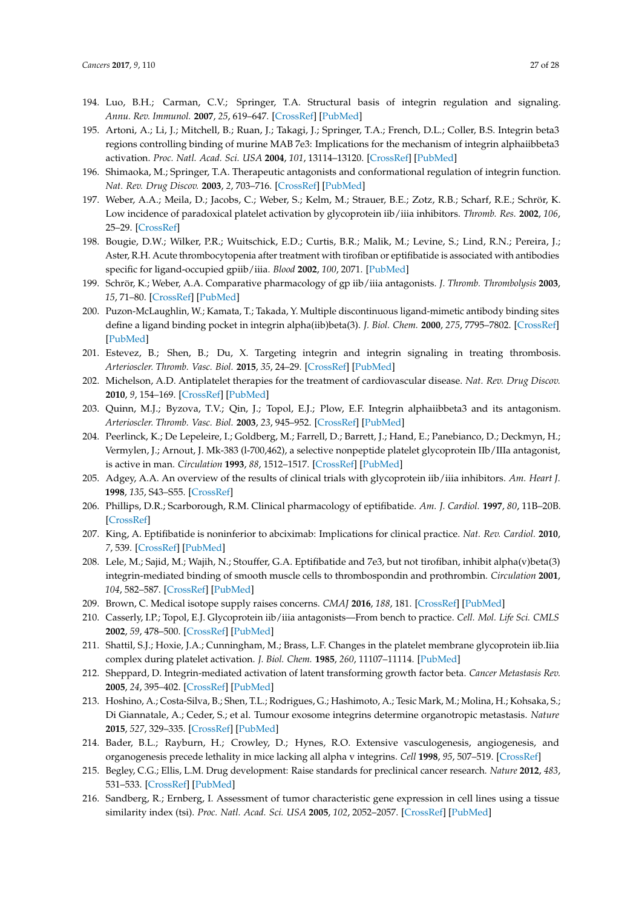194. Luo, B.H.; Carman, C.V.; Springer, T.A. Structural basis of integrin regulation and signaling. *Annu. Rev. Immunol.* **2007**, *25*, 619–647. [CrossRef] [PubMed]
195. Artoni, A.; Li, J.; Mitchell, B.; Ruan, J.; Takagi, J.; Springer, T.A.; French, D.L.; Coller, B.S. Integrin beta3 regions controlling binding of murine MAB 7e3: Implications for the mechanism of integrin alphaiibbeta3 activation. *Proc. Natl. Acad. Sci. USA* **2004**, *101*, 13114–13120. [CrossRef] [PubMed]
196. Shimaoka, M.; Springer, T.A. Therapeutic antagonists and conformational regulation of integrin function. *Nat. Rev. Drug Discov.* **2003**, *2*, 703–716. [CrossRef] [PubMed]
197. Weber, A.A.; Meila, D.; Jacobs, C.; Weber, S.; Kelm, M.; Strauer, B.E.; Zotz, R.B.; Scharf, R.E.; Schrör, K. Low incidence of paradoxical platelet activation by glycoprotein iib/iiia inhibitors. *Thromb. Res.* **2002**, *106*, 25–29. [CrossRef]
198. Bougie, D.W.; Wilker, P.R.; Wuitschick, E.D.; Curtis, B.R.; Malik, M.; Levine, S.; Lind, R.N.; Pereira, J.; Aster, R.H. Acute thrombocytopenia after treatment with tirofiban or eptifibatide is associated with antibodies specific for ligand-occupied gpiib/iiia. *Blood* **2002**, *100*, 2071. [PubMed]
199. Schrör, K.; Weber, A.A. Comparative pharmacology of gp iib/iiia antagonists. *J. Thromb. Thrombolysis* **2003**, *15*, 71–80. [CrossRef] [PubMed]
200. Puzon-McLaughlin, W.; Kamata, T.; Takada, Y. Multiple discontinuous ligand-mimetic antibody binding sites define a ligand binding pocket in integrin alpha(iib)beta(3). *J. Biol. Chem.* **2000**, *275*, 7795–7802. [CrossRef] [PubMed]
201. Estevez, B.; Shen, B.; Du, X. Targeting integrin and integrin signaling in treating thrombosis. *Arterioscler. Thromb. Vasc. Biol.* **2015**, *35*, 24–29. [CrossRef] [PubMed]
202. Michelson, A.D. Antiplatelet therapies for the treatment of cardiovascular disease. *Nat. Rev. Drug Discov.* **2010**, *9*, 154–169. [CrossRef] [PubMed]
203. Quinn, M.J.; Byzova, T.V.; Qin, J.; Topol, E.J.; Plow, E.F. Integrin alphaiibbeta3 and its antagonism. *Arterioscler. Thromb. Vasc. Biol.* **2003**, *23*, 945–952. [CrossRef] [PubMed]
204. Peerlinck, K.; De Lepeleire, I.; Goldberg, M.; Farrell, D.; Barrett, J.; Hand, E.; Panebianco, D.; Deckmyn, H.; Vermylen, J.; Arnout, J. Mk-383 (l-700,462), a selective nonpeptide platelet glycoprotein IIb/IIIa antagonist, is active in man. *Circulation* **1993**, *88*, 1512–1517. [CrossRef] [PubMed]
205. Adgey, A.A. An overview of the results of clinical trials with glycoprotein iib/iiia inhibitors. *Am. Heart J.* **1998**, *135*, S43–S55. [CrossRef]
206. Phillips, D.R.; Scarborough, R.M. Clinical pharmacology of eptifibatide. *Am. J. Cardiol.* **1997**, *80*, 11B–20B. [CrossRef]
207. King, A. Eptifibatide is noninferior to abciximab: Implications for clinical practice. *Nat. Rev. Cardiol.* **2010**, *7*, 539. [CrossRef] [PubMed]
208. Lele, M.; Sajid, M.; Wajih, N.; Stouffer, G.A. Eptifibatide and 7e3, but not tirofiban, inhibit alpha(v)beta(3) integrin-mediated binding of smooth muscle cells to thrombospondin and prothrombin. *Circulation* **2001**, *104*, 582–587. [CrossRef] [PubMed]
209. Brown, C. Medical isotope supply raises concerns. *CMAJ* **2016**, *188*, 181. [CrossRef] [PubMed]
210. Casserly, I.P.; Topol, E.J. Glycoprotein iib/iiia antagonists—From bench to practice. *Cell. Mol. Life Sci. CMLS* **2002**, *59*, 478–500. [CrossRef] [PubMed]
211. Shattil, S.J.; Hoxie, J.A.; Cunningham, M.; Brass, L.F. Changes in the platelet membrane glycoprotein iib.iiia complex during platelet activation. *J. Biol. Chem.* **1985**, *260*, 11107–11114. [PubMed]
212. Sheppard, D. Integrin-mediated activation of latent transforming growth factor beta. *Cancer Metastasis Rev.* **2005**, *24*, 395–402. [CrossRef] [PubMed]
213. Hoshino, A.; Costa-Silva, B.; Shen, T.L.; Rodrigues, G.; Hashimoto, A.; Tesic Mark, M.; Molina, H.; Kohsaka, S.; Di Giannatale, A.; Ceder, S.; et al. Tumour exosome integrins determine organotropic metastasis. *Nature* **2015**, *527*, 329–335. [CrossRef] [PubMed]
214. Bader, B.L.; Rayburn, H.; Crowley, D.; Hynes, R.O. Extensive vasculogenesis, angiogenesis, and organogenesis precede lethality in mice lacking all alpha v integrins. *Cell* **1998**, *95*, 507–519. [CrossRef]
215. Begley, C.G.; Ellis, L.M. Drug development: Raise standards for preclinical cancer research. *Nature* **2012**, *483*, 531–533. [CrossRef] [PubMed]
216. Sandberg, R.; Ernberg, I. Assessment of tumor characteristic gene expression in cell lines using a tissue similarity index (tsi). *Proc. Natl. Acad. Sci. USA* **2005**, *102*, 2052–2057. [CrossRef] [PubMed]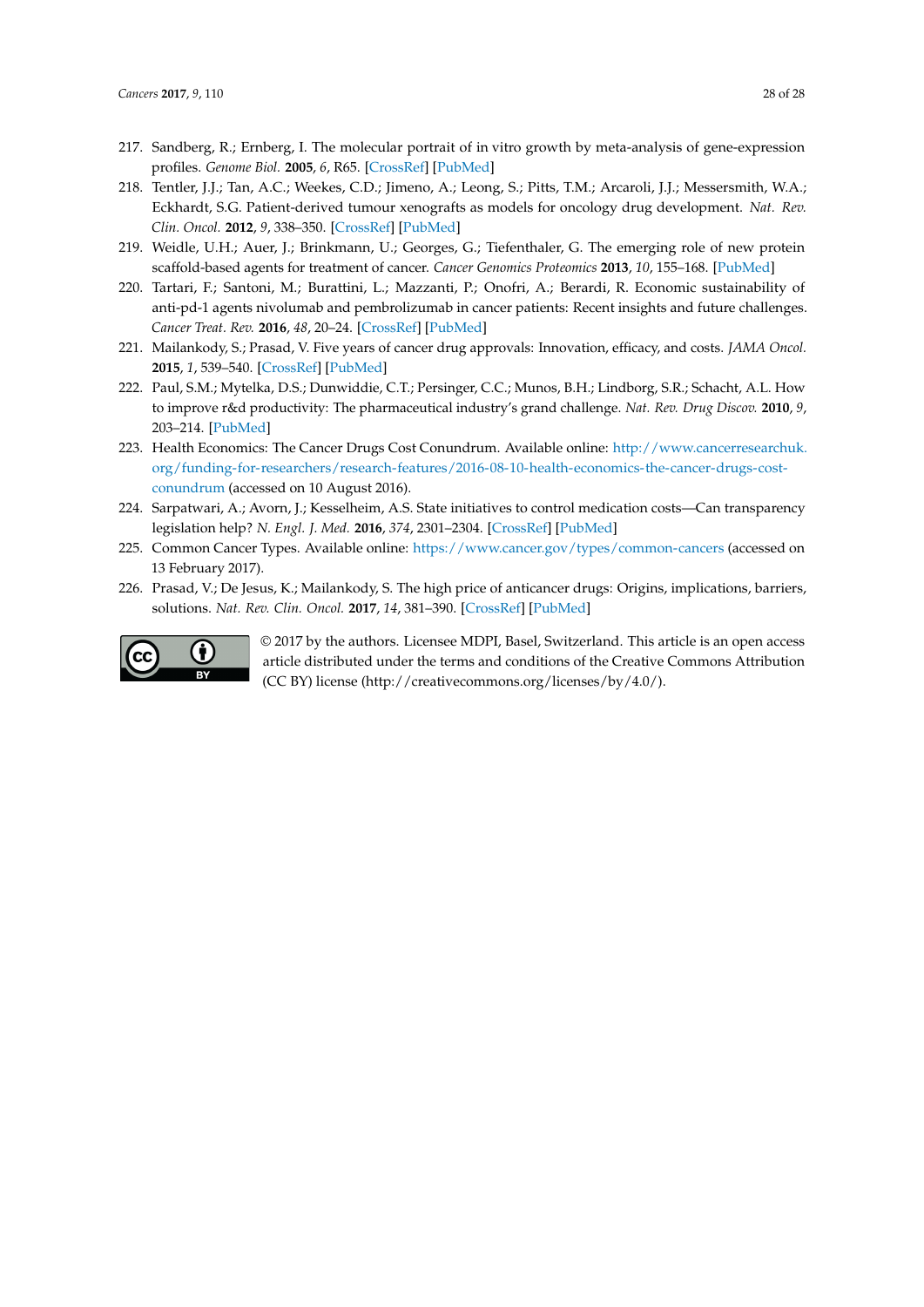217. Sandberg, R.; Ernberg, I. The molecular portrait of in vitro growth by meta-analysis of gene-expression profiles. *Genome Biol.* **2005**, *6*, R65. [CrossRef] [PubMed]
218. Tentler, J.J.; Tan, A.C.; Weekes, C.D.; Jimeno, A.; Leong, S.; Pitts, T.M.; Arcaroli, J.J.; Messersmith, W.A.; Eckhardt, S.G. Patient-derived tumour xenografts as models for oncology drug development. *Nat. Rev. Clin. Oncol.* **2012**, *9*, 338–350. [CrossRef] [PubMed]
219. Weidle, U.H.; Auer, J.; Brinkmann, U.; Georges, G.; Tiefenthaler, G. The emerging role of new protein scaffold-based agents for treatment of cancer. *Cancer Genomics Proteomics* **2013**, *10*, 155–168. [PubMed]
220. Tartari, F.; Santoni, M.; Burattini, L.; Mazzanti, P.; Onofri, A.; Berardi, R. Economic sustainability of anti-pd-1 agents nivolumab and pembrolizumab in cancer patients: Recent insights and future challenges. *Cancer Treat. Rev.* **2016**, *48*, 20–24. [CrossRef] [PubMed]
221. Mailankody, S.; Prasad, V. Five years of cancer drug approvals: Innovation, efficacy, and costs. *JAMA Oncol.* **2015**, *1*, 539–540. [CrossRef] [PubMed]
222. Paul, S.M.; Mytelka, D.S.; Dunwiddie, C.T.; Persinger, C.C.; Munos, B.H.; Lindborg, S.R.; Schacht, A.L. How to improve r&d productivity: The pharmaceutical industry's grand challenge. *Nat. Rev. Drug Discov.* **2010**, *9*, 203–214. [PubMed]
223. Health Economics: The Cancer Drugs Cost Conundrum. Available online: http://www.cancerresearchuk.org/funding-for-researchers/research-features/2016-08-10-health-economics-the-cancer-drugs-cost-conundrum (accessed on 10 August 2016).
224. Sarpatwari, A.; Avorn, J.; Kesselheim, A.S. State initiatives to control medication costs—Can transparency legislation help? *N. Engl. J. Med.* **2016**, *374*, 2301–2304. [CrossRef] [PubMed]
225. Common Cancer Types. Available online: https://www.cancer.gov/types/common-cancers (accessed on 13 February 2017).
226. Prasad, V.; De Jesus, K.; Mailankody, S. The high price of anticancer drugs: Origins, implications, barriers, solutions. *Nat. Rev. Clin. Oncol.* **2017**, *14*, 381–390. [CrossRef] [PubMed]

© 2017 by the authors. Licensee MDPI, Basel, Switzerland. This article is an open access article distributed under the terms and conditions of the Creative Commons Attribution (CC BY) license (http://creativecommons.org/licenses/by/4.0/).